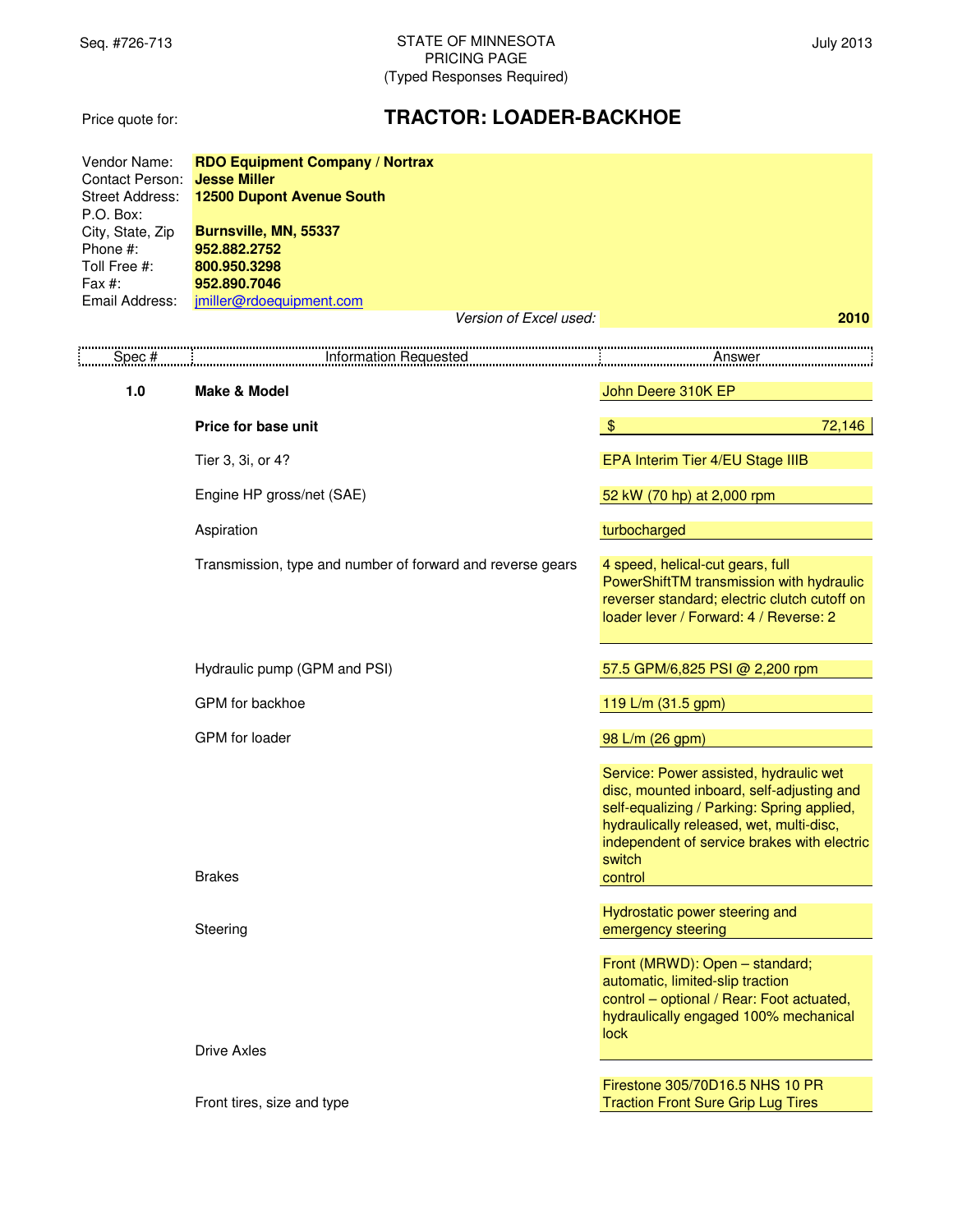Seq. #726-713

STATE OF MINNESOTA
PRICING PAGE
(Typed Responses Required)

July 2013

Price quote for: **TRACTOR: LOADER-BACKHOE**

| | |
|---|---|
| Vendor Name: | **RDO Equipment Company / Nortrax** |
| Contact Person: | **Jesse Miller** |
| Street Address: | **12500 Dupont Avenue South** |
| P.O. Box: | |
| City, State, Zip | **Burnsville, MN, 55337** |
| Phone #: | **952.882.2752** |
| Toll Free #: | **800.950.3298** |
| Fax #: | **952.890.7046** |
| Email Address: | jmiller@rdoequipment.com |

*Version of Excel used:* **2010**

| Spec # | Information Requested | Answer |
|---|---|---|
| **1.0** | **Make & Model** | John Deere 310K EP |
| | **Price for base unit** | $ 72,146 |
| | Tier 3, 3i, or 4? | EPA Interim Tier 4/EU Stage IIIB |
| | Engine HP gross/net (SAE) | 52 kW (70 hp) at 2,000 rpm |
| | Aspiration | turbocharged |
| | Transmission, type and number of forward and reverse gears | 4 speed, helical-cut gears, full PowerShiftTM transmission with hydraulic reverser standard; electric clutch cutoff on loader lever / Forward: 4 / Reverse: 2 |
| | Hydraulic pump (GPM and PSI) | 57.5 GPM/6,825 PSI @ 2,200 rpm |
| | GPM for backhoe | 119 L/m (31.5 gpm) |
| | GPM for loader | 98 L/m (26 gpm) |
| | Brakes | Service: Power assisted, hydraulic wet disc, mounted inboard, self-adjusting and self-equalizing / Parking: Spring applied, hydraulically released, wet, multi-disc, independent of service brakes with electric switch control |
| | Steering | Hydrostatic power steering and emergency steering |
| | Drive Axles | Front (MRWD): Open – standard; automatic, limited-slip traction control – optional / Rear: Foot actuated, hydraulically engaged 100% mechanical lock |
| | Front tires, size and type | Firestone 305/70D16.5 NHS 10 PR Traction Front Sure Grip Lug Tires |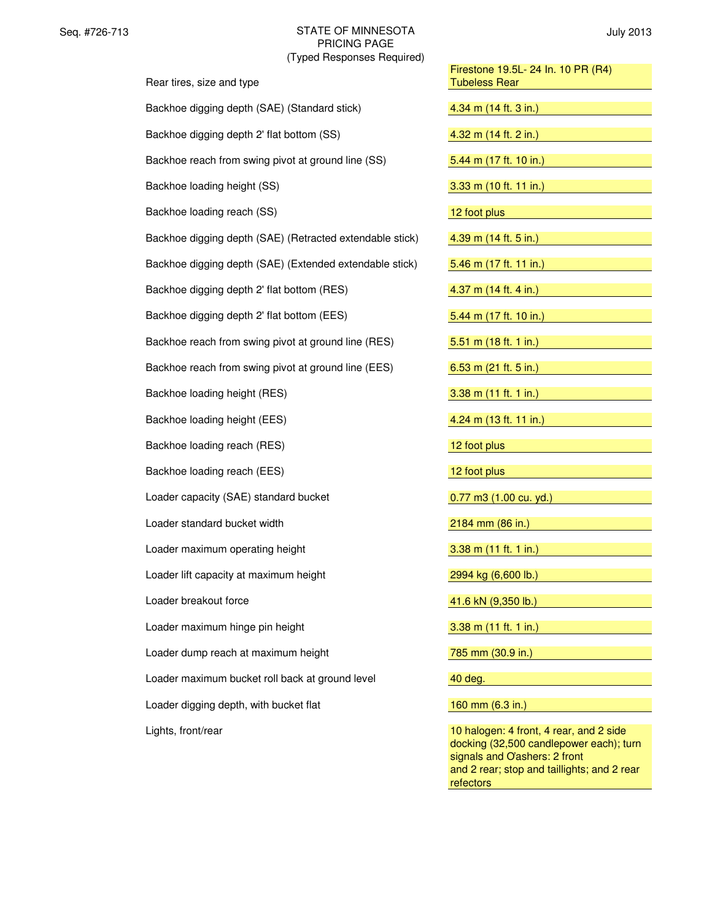STATE OF MINNESOTA
PRICING PAGE
(Typed Responses Required)

| Item | Response |
| --- | --- |
| Rear tires, size and type | Firestone 19.5L- 24 In. 10 PR (R4) Tubeless Rear |
| Backhoe digging depth (SAE) (Standard stick) | 4.34 m (14 ft. 3 in.) |
| Backhoe digging depth 2' flat bottom (SS) | 4.32 m (14 ft. 2 in.) |
| Backhoe reach from swing pivot at ground line (SS) | 5.44 m (17 ft. 10 in.) |
| Backhoe loading height (SS) | 3.33 m (10 ft. 11 in.) |
| Backhoe loading reach (SS) | 12 foot plus |
| Backhoe digging depth (SAE) (Retracted extendable stick) | 4.39 m (14 ft. 5 in.) |
| Backhoe digging depth (SAE) (Extended extendable stick) | 5.46 m (17 ft. 11 in.) |
| Backhoe digging depth 2' flat bottom (RES) | 4.37 m (14 ft. 4 in.) |
| Backhoe digging depth 2' flat bottom (EES) | 5.44 m (17 ft. 10 in.) |
| Backhoe reach from swing pivot at ground line (RES) | 5.51 m (18 ft. 1 in.) |
| Backhoe reach from swing pivot at ground line (EES) | 6.53 m (21 ft. 5 in.) |
| Backhoe loading height (RES) | 3.38 m (11 ft. 1 in.) |
| Backhoe loading height (EES) | 4.24 m (13 ft. 11 in.) |
| Backhoe loading reach (RES) | 12 foot plus |
| Backhoe loading reach (EES) | 12 foot plus |
| Loader capacity (SAE) standard bucket | 0.77 m3 (1.00 cu. yd.) |
| Loader standard bucket width | 2184 mm (86 in.) |
| Loader maximum operating height | 3.38 m (11 ft. 1 in.) |
| Loader lift capacity at maximum height | 2994 kg (6,600 lb.) |
| Loader breakout force | 41.6 kN (9,350 lb.) |
| Loader maximum hinge pin height | 3.38 m (11 ft. 1 in.) |
| Loader dump reach at maximum height | 785 mm (30.9 in.) |
| Loader maximum bucket roll back at ground level | 40 deg. |
| Loader digging depth, with bucket flat | 160 mm (6.3 in.) |
| Lights, front/rear | 10 halogen: 4 front, 4 rear, and 2 side docking (32,500 candlepower each); turn signals and O'ashers: 2 front and 2 rear; stop and taillights; and 2 rear refectors |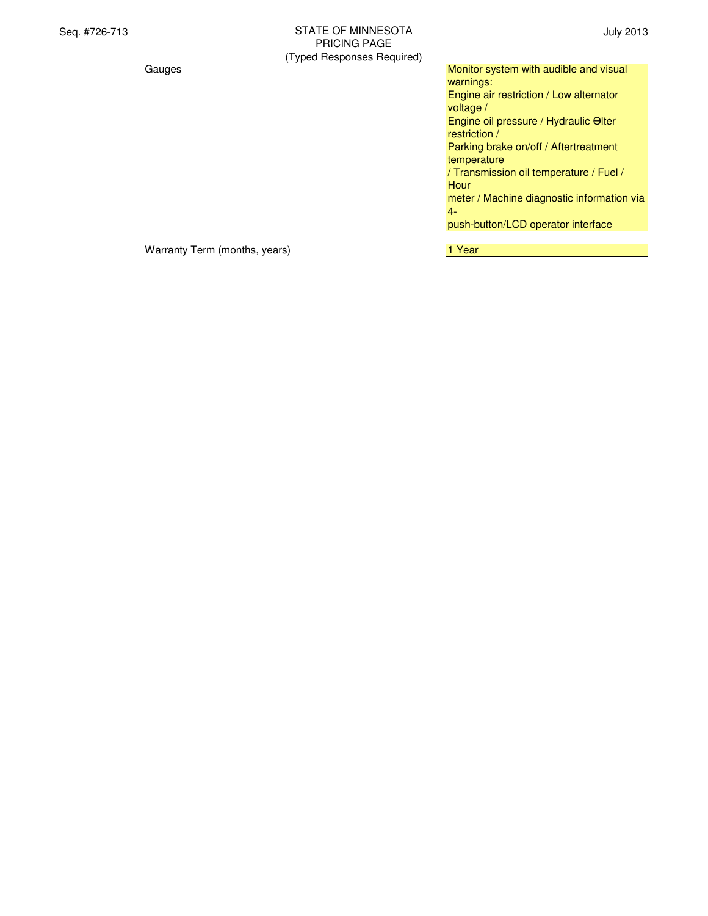| | |
|---|---|
| Gauges | Monitor system with audible and visual warnings: Engine air restriction / Low alternator voltage / Engine oil pressure / Hydraulic Θlter restriction / Parking brake on/off / Aftertreatment temperature / Transmission oil temperature / Fuel / Hour meter / Machine diagnostic information via 4-push-button/LCD operator interface |
| Warranty Term (months, years) | 1 Year |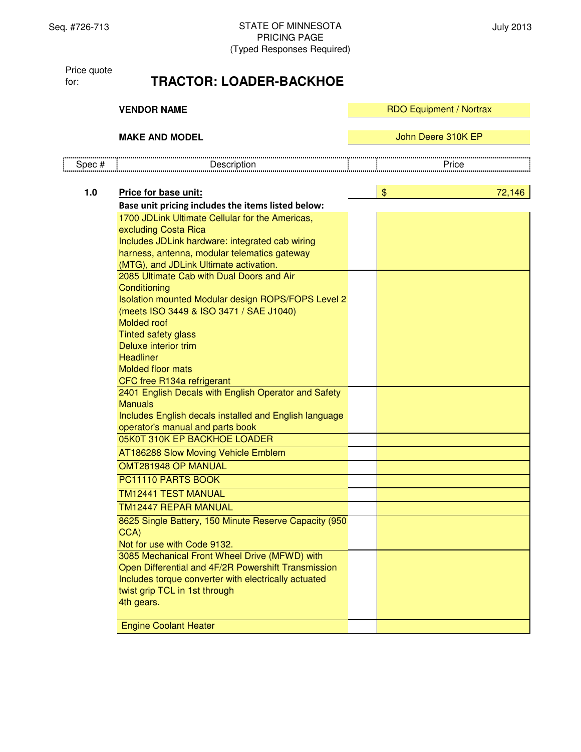Seq. #726-713

STATE OF MINNESOTA
PRICING PAGE
(Typed Responses Required)

July 2013

Price quote for: **TRACTOR: LOADER-BACKHOE**

| | |
|---|---|
| **VENDOR NAME** | RDO Equipment / Nortrax |
| **MAKE AND MODEL** | John Deere 310K EP |

| Spec # | Description | | Price |
|---|---|---|---|
| **1.0** | **Price for base unit:** | | $ 72,146 |
| | **Base unit pricing includes the items listed below:** | | |
| | 1700 JDLink Ultimate Cellular for the Americas, excluding Costa Rica<br>Includes JDLink hardware: integrated cab wiring harness, antenna, modular telematics gateway (MTG), and JDLink Ultimate activation. | | |
| | 2085 Ultimate Cab with Dual Doors and Air Conditioning<br>Isolation mounted Modular design ROPS/FOPS Level 2 (meets ISO 3449 & ISO 3471 / SAE J1040)<br>Molded roof<br>Tinted safety glass<br>Deluxe interior trim<br>Headliner<br>Molded floor mats<br>CFC free R134a refrigerant | | |
| | 2401 English Decals with English Operator and Safety Manuals<br>Includes English decals installed and English language operator's manual and parts book | | |
| | 05K0T 310K EP BACKHOE LOADER | | |
| | AT186288 Slow Moving Vehicle Emblem | | |
| | OMT281948 OP MANUAL | | |
| | PC11110 PARTS BOOK | | |
| | TM12441 TEST MANUAL | | |
| | TM12447 REPAR MANUAL | | |
| | 8625 Single Battery, 150 Minute Reserve Capacity (950 CCA)<br>Not for use with Code 9132. | | |
| | 3085 Mechanical Front Wheel Drive (MFWD) with Open Differential and 4F/2R Powershift Transmission<br>Includes torque converter with electrically actuated twist grip TCL in 1st through<br>4th gears. | | |
| | Engine Coolant Heater | | |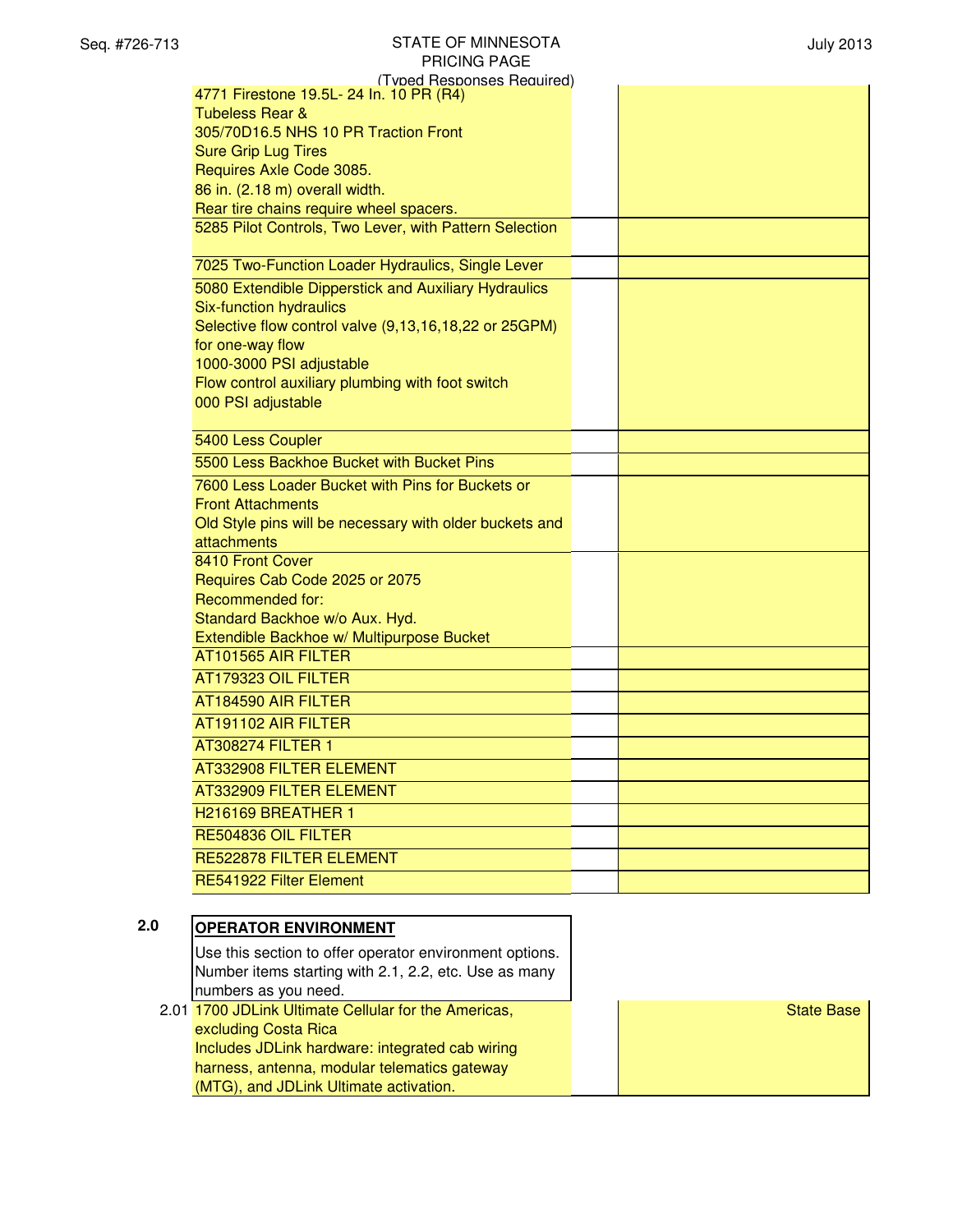(Typed Responses Required)

| Item | | |
|---|---|---|
| 4771 Firestone 19.5L- 24 In. 10 PR (R4) Tubeless Rear & 305/70D16.5 NHS 10 PR Traction Front Sure Grip Lug Tires Requires Axle Code 3085. 86 in. (2.18 m) overall width. Rear tire chains require wheel spacers. | | |
| 5285 Pilot Controls, Two Lever, with Pattern Selection | | |
| 7025 Two-Function Loader Hydraulics, Single Lever | | |
| 5080 Extendible Dipperstick and Auxiliary Hydraulics Six-function hydraulics Selective flow control valve (9,13,16,18,22 or 25GPM) for one-way flow 1000-3000 PSI adjustable Flow control auxiliary plumbing with foot switch 000 PSI adjustable | | |
| 5400 Less Coupler | | |
| 5500 Less Backhoe Bucket with Bucket Pins | | |
| 7600 Less Loader Bucket with Pins for Buckets or Front Attachments Old Style pins will be necessary with older buckets and attachments | | |
| 8410 Front Cover Requires Cab Code 2025 or 2075 Recommended for: Standard Backhoe w/o Aux. Hyd. Extendible Backhoe w/ Multipurpose Bucket | | |
| AT101565 AIR FILTER | | |
| AT179323 OIL FILTER | | |
| AT184590 AIR FILTER | | |
| AT191102 AIR FILTER | | |
| AT308274 FILTER 1 | | |
| AT332908 FILTER ELEMENT | | |
| AT332909 FILTER ELEMENT | | |
| H216169 BREATHER 1 | | |
| RE504836 OIL FILTER | | |
| RE522878 FILTER ELEMENT | | |
| RE541922 Filter Element | | |

**2.0** **OPERATOR ENVIRONMENT**

Use this section to offer operator environment options. Number items starting with 2.1, 2.2, etc. Use as many numbers as you need.

| No. | Item | | |
|---|---|---|---|
| 2.01 | 1700 JDLink Ultimate Cellular for the Americas, excluding Costa Rica Includes JDLink hardware: integrated cab wiring harness, antenna, modular telematics gateway (MTG), and JDLink Ultimate activation. | | State Base |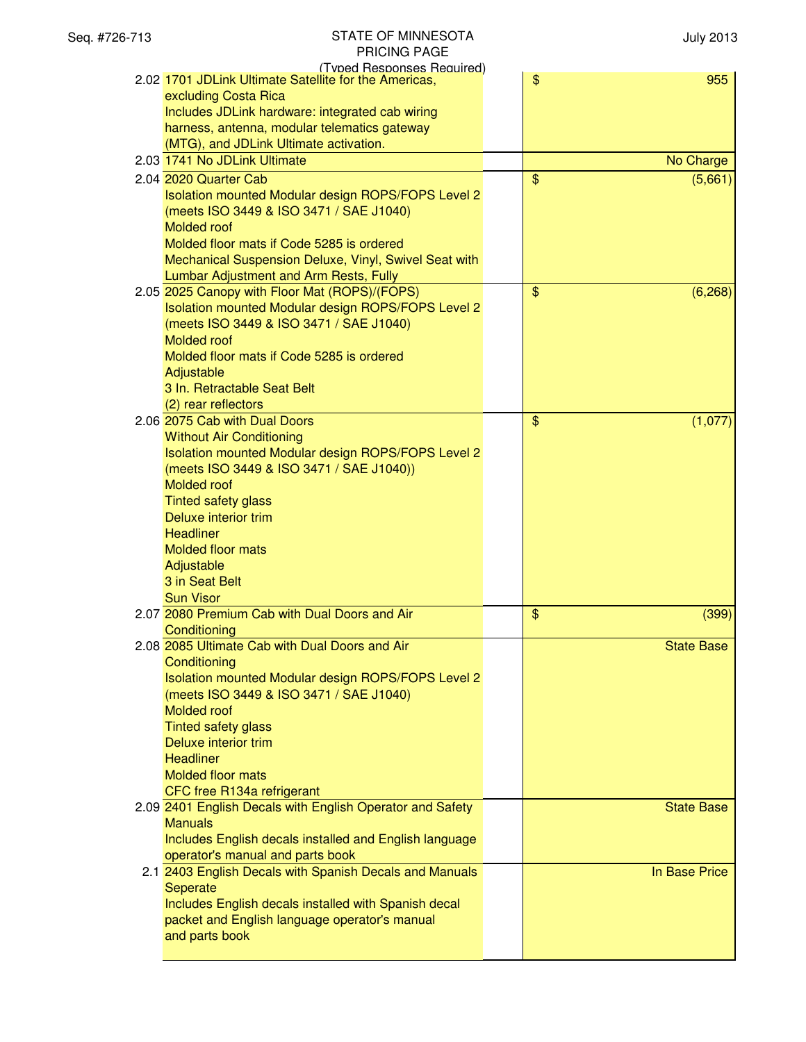| | | | |
|---|---|---|---|
| 2.02 | 1701 JDLink Ultimate Satellite for the Americas, excluding Costa Rica<br>Includes JDLink hardware: integrated cab wiring harness, antenna, modular telematics gateway (MTG), and JDLink Ultimate activation. | | $ 955 |
| 2.03 | 1741 No JDLink Ultimate | | No Charge |
| 2.04 | 2020 Quarter Cab<br>Isolation mounted Modular design ROPS/FOPS Level 2 (meets ISO 3449 & ISO 3471 / SAE J1040)<br>Molded roof<br>Molded floor mats if Code 5285 is ordered<br>Mechanical Suspension Deluxe, Vinyl, Swivel Seat with Lumbar Adjustment and Arm Rests, Fully | | $ (5,661) |
| 2.05 | 2025 Canopy with Floor Mat (ROPS)/(FOPS)<br>Isolation mounted Modular design ROPS/FOPS Level 2 (meets ISO 3449 & ISO 3471 / SAE J1040)<br>Molded roof<br>Molded floor mats if Code 5285 is ordered<br>Adjustable<br>3 In. Retractable Seat Belt<br>(2) rear reflectors | | $ (6,268) |
| 2.06 | 2075 Cab with Dual Doors<br>Without Air Conditioning<br>Isolation mounted Modular design ROPS/FOPS Level 2 (meets ISO 3449 & ISO 3471 / SAE J1040))<br>Molded roof<br>Tinted safety glass<br>Deluxe interior trim<br>Headliner<br>Molded floor mats<br>Adjustable<br>3 in Seat Belt<br>Sun Visor | | $ (1,077) |
| 2.07 | 2080 Premium Cab with Dual Doors and Air Conditioning | | $ (399) |
| 2.08 | 2085 Ultimate Cab with Dual Doors and Air Conditioning<br>Isolation mounted Modular design ROPS/FOPS Level 2 (meets ISO 3449 & ISO 3471 / SAE J1040)<br>Molded roof<br>Tinted safety glass<br>Deluxe interior trim<br>Headliner<br>Molded floor mats<br>CFC free R134a refrigerant | | State Base |
| 2.09 | 2401 English Decals with English Operator and Safety Manuals<br>Includes English decals installed and English language operator's manual and parts book | | State Base |
| 2.1 | 2403 English Decals with Spanish Decals and Manuals Seperate<br>Includes English decals installed with Spanish decal packet and English language operator's manual and parts book | | In Base Price |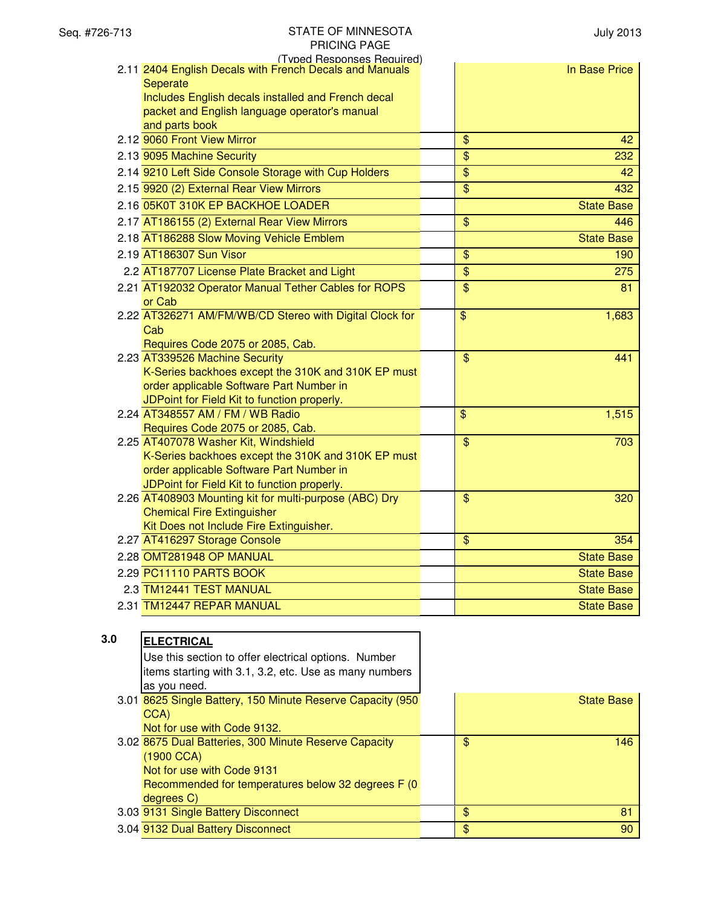(Typed Responses Required)

| No. | Item | | Price |
|---|---|---|---|
| 2.11 | 2404 English Decals with French Decals and Manuals Seperate<br>Includes English decals installed and French decal packet and English language operator's manual and parts book | | In Base Price |
| 2.12 | 9060 Front View Mirror | | $ 42 |
| 2.13 | 9095 Machine Security | | $ 232 |
| 2.14 | 9210 Left Side Console Storage with Cup Holders | | $ 42 |
| 2.15 | 9920 (2) External Rear View Mirrors | | $ 432 |
| 2.16 | 05K0T 310K EP BACKHOE LOADER | | State Base |
| 2.17 | AT186155 (2) External Rear View Mirrors | | $ 446 |
| 2.18 | AT186288 Slow Moving Vehicle Emblem | | State Base |
| 2.19 | AT186307 Sun Visor | | $ 190 |
| 2.2 | AT187707 License Plate Bracket and Light | | $ 275 |
| 2.21 | AT192032 Operator Manual Tether Cables for ROPS or Cab | | $ 81 |
| 2.22 | AT326271 AM/FM/WB/CD Stereo with Digital Clock for Cab<br>Requires Code 2075 or 2085, Cab. | | $ 1,683 |
| 2.23 | AT339526 Machine Security<br>K-Series backhoes except the 310K and 310K EP must order applicable Software Part Number in JDPoint for Field Kit to function properly. | | $ 441 |
| 2.24 | AT348557 AM / FM / WB Radio<br>Requires Code 2075 or 2085, Cab. | | $ 1,515 |
| 2.25 | AT407078 Washer Kit, Windshield<br>K-Series backhoes except the 310K and 310K EP must order applicable Software Part Number in JDPoint for Field Kit to function properly. | | $ 703 |
| 2.26 | AT408903 Mounting kit for multi-purpose (ABC) Dry Chemical Fire Extinguisher<br>Kit Does not Include Fire Extinguisher. | | $ 320 |
| 2.27 | AT416297 Storage Console | | $ 354 |
| 2.28 | OMT281948 OP MANUAL | | State Base |
| 2.29 | PC11110 PARTS BOOK | | State Base |
| 2.3 | TM12441 TEST MANUAL | | State Base |
| 2.31 | TM12447 REPAR MANUAL | | State Base |

**3.0** **ELECTRICAL**

Use this section to offer electrical options. Number items starting with 3.1, 3.2, etc. Use as many numbers as you need.

| No. | Item | | Price |
|---|---|---|---|
| 3.01 | 8625 Single Battery, 150 Minute Reserve Capacity (950 CCA)<br>Not for use with Code 9132. | | State Base |
| 3.02 | 8675 Dual Batteries, 300 Minute Reserve Capacity (1900 CCA)<br>Not for use with Code 9131<br>Recommended for temperatures below 32 degrees F (0 degrees C) | | $ 146 |
| 3.03 | 9131 Single Battery Disconnect | | $ 81 |
| 3.04 | 9132 Dual Battery Disconnect | | $ 90 |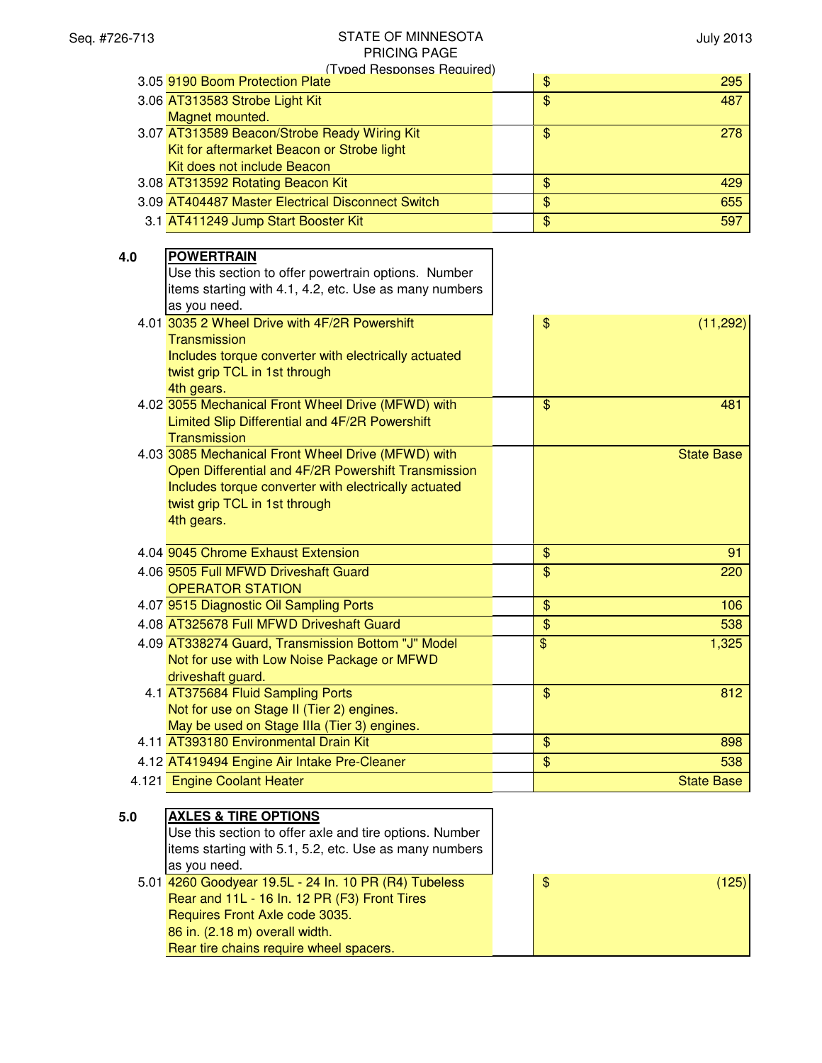| No. | Description | | Price |
|---|---|---|---|
| 3.05 | 9190 Boom Protection Plate | | $ 295 |
| 3.06 | AT313583 Strobe Light Kit<br>Magnet mounted. | | $ 487 |
| 3.07 | AT313589 Beacon/Strobe Ready Wiring Kit<br>Kit for aftermarket Beacon or Strobe light<br>Kit does not include Beacon | | $ 278 |
| 3.08 | AT313592 Rotating Beacon Kit | | $ 429 |
| 3.09 | AT404487 Master Electrical Disconnect Switch | | $ 655 |
| 3.1 | AT411249 Jump Start Booster Kit | | $ 597 |

| No. | Description | | Price |
|---|---|---|---|
| 4.0 | **POWERTRAIN**<br>Use this section to offer powertrain options. Number items starting with 4.1, 4.2, etc. Use as many numbers as you need. | | |
| 4.01 | 3035 2 Wheel Drive with 4F/2R Powershift Transmission<br>Includes torque converter with electrically actuated twist grip TCL in 1st through 4th gears. | | $ (11,292) |
| 4.02 | 3055 Mechanical Front Wheel Drive (MFWD) with Limited Slip Differential and 4F/2R Powershift Transmission | | $ 481 |
| 4.03 | 3085 Mechanical Front Wheel Drive (MFWD) with Open Differential and 4F/2R Powershift Transmission<br>Includes torque converter with electrically actuated twist grip TCL in 1st through 4th gears. | | State Base |
| 4.04 | 9045 Chrome Exhaust Extension | | $ 91 |
| 4.06 | 9505 Full MFWD Driveshaft Guard<br>OPERATOR STATION | | $ 220 |
| 4.07 | 9515 Diagnostic Oil Sampling Ports | | $ 106 |
| 4.08 | AT325678 Full MFWD Driveshaft Guard | | $ 538 |
| 4.09 | AT338274 Guard, Transmission Bottom "J" Model<br>Not for use with Low Noise Package or MFWD driveshaft guard. | | $ 1,325 |
| 4.1 | AT375684 Fluid Sampling Ports<br>Not for use on Stage II (Tier 2) engines.<br>May be used on Stage IIIa (Tier 3) engines. | | $ 812 |
| 4.11 | AT393180 Environmental Drain Kit | | $ 898 |
| 4.12 | AT419494 Engine Air Intake Pre-Cleaner | | $ 538 |
| 4.121 | Engine Coolant Heater | | State Base |

| No. | Description | | Price |
|---|---|---|---|
| 5.0 | **AXLES & TIRE OPTIONS**<br>Use this section to offer axle and tire options. Number items starting with 5.1, 5.2, etc. Use as many numbers as you need. | | |
| 5.01 | 4260 Goodyear 19.5L - 24 In. 10 PR (R4) Tubeless Rear and 11L - 16 In. 12 PR (F3) Front Tires<br>Requires Front Axle code 3035.<br>86 in. (2.18 m) overall width.<br>Rear tire chains require wheel spacers. | | $ (125) |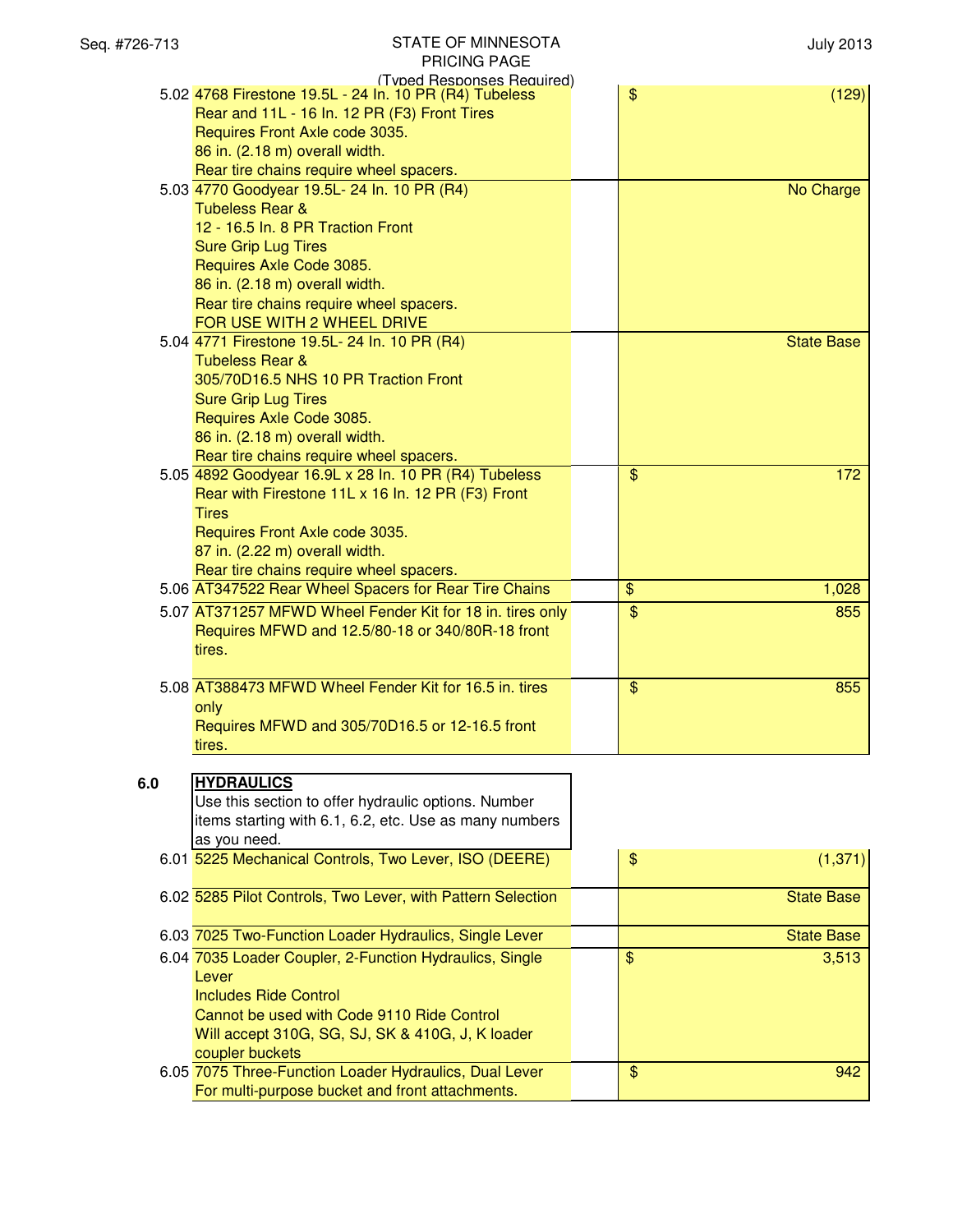| | | | |
|---|---|---|---|
| 5.02 | 4768 Firestone 19.5L - 24 In. 10 PR (R4) Tubeless Rear and 11L - 16 In. 12 PR (F3) Front Tires<br>Requires Front Axle code 3035.<br>86 in. (2.18 m) overall width.<br>Rear tire chains require wheel spacers. | $ | (129) |
| 5.03 | 4770 Goodyear 19.5L- 24 In. 10 PR (R4)<br>Tubeless Rear &<br>12 - 16.5 In. 8 PR Traction Front<br>Sure Grip Lug Tires<br>Requires Axle Code 3085.<br>86 in. (2.18 m) overall width.<br>Rear tire chains require wheel spacers.<br>FOR USE WITH 2 WHEEL DRIVE | | No Charge |
| 5.04 | 4771 Firestone 19.5L- 24 In. 10 PR (R4)<br>Tubeless Rear &<br>305/70D16.5 NHS 10 PR Traction Front<br>Sure Grip Lug Tires<br>Requires Axle Code 3085.<br>86 in. (2.18 m) overall width.<br>Rear tire chains require wheel spacers. | | State Base |
| 5.05 | 4892 Goodyear 16.9L x 28 In. 10 PR (R4) Tubeless Rear with Firestone 11L x 16 In. 12 PR (F3) Front Tires<br>Requires Front Axle code 3035.<br>87 in. (2.22 m) overall width.<br>Rear tire chains require wheel spacers. | $ | 172 |
| 5.06 | AT347522 Rear Wheel Spacers for Rear Tire Chains | $ | 1,028 |
| 5.07 | AT371257 MFWD Wheel Fender Kit for 18 in. tires only<br>Requires MFWD and 12.5/80-18 or 340/80R-18 front tires. | $ | 855 |
| 5.08 | AT388473 MFWD Wheel Fender Kit for 16.5 in. tires only<br>Requires MFWD and 305/70D16.5 or 12-16.5 front tires. | $ | 855 |

## 6.0 HYDRAULICS

Use this section to offer hydraulic options. Number items starting with 6.1, 6.2, etc. Use as many numbers as you need.

| | | | |
|---|---|---|---|
| 6.01 | 5225 Mechanical Controls, Two Lever, ISO (DEERE) | $ | (1,371) |
| 6.02 | 5285 Pilot Controls, Two Lever, with Pattern Selection | | State Base |
| 6.03 | 7025 Two-Function Loader Hydraulics, Single Lever | | State Base |
| 6.04 | 7035 Loader Coupler, 2-Function Hydraulics, Single Lever<br>Includes Ride Control<br>Cannot be used with Code 9110 Ride Control<br>Will accept 310G, SG, SJ, SK & 410G, J, K loader coupler buckets | $ | 3,513 |
| 6.05 | 7075 Three-Function Loader Hydraulics, Dual Lever<br>For multi-purpose bucket and front attachments. | $ | 942 |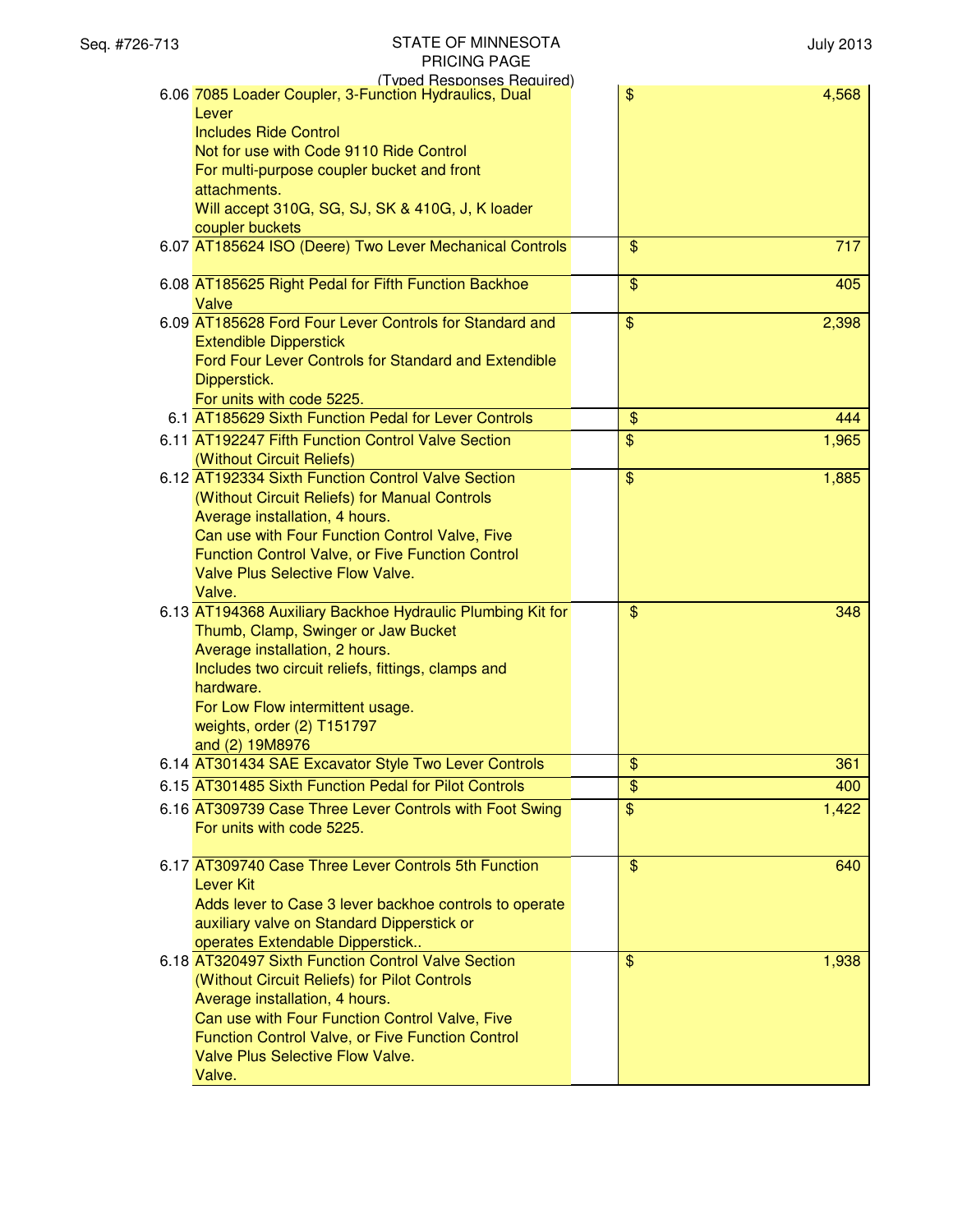| | Description | | Price |
|---|---|---|---|
| 6.06 | 7085 Loader Coupler, 3-Function Hydraulics, Dual Lever<br>Includes Ride Control<br>Not for use with Code 9110 Ride Control<br>For multi-purpose coupler bucket and front attachments.<br>Will accept 310G, SG, SJ, SK & 410G, J, K loader coupler buckets | | $ 4,568 |
| 6.07 | AT185624 ISO (Deere) Two Lever Mechanical Controls | | $ 717 |
| 6.08 | AT185625 Right Pedal for Fifth Function Backhoe Valve | | $ 405 |
| 6.09 | AT185628 Ford Four Lever Controls for Standard and Extendible Dipperstick<br>Ford Four Lever Controls for Standard and Extendible Dipperstick.<br>For units with code 5225. | | $ 2,398 |
| 6.1 | AT185629 Sixth Function Pedal for Lever Controls | | $ 444 |
| 6.11 | AT192247 Fifth Function Control Valve Section (Without Circuit Reliefs) | | $ 1,965 |
| 6.12 | AT192334 Sixth Function Control Valve Section (Without Circuit Reliefs) for Manual Controls<br>Average installation, 4 hours.<br>Can use with Four Function Control Valve, Five Function Control Valve, or Five Function Control Valve Plus Selective Flow Valve.<br>Valve. | | $ 1,885 |
| 6.13 | AT194368 Auxiliary Backhoe Hydraulic Plumbing Kit for Thumb, Clamp, Swinger or Jaw Bucket<br>Average installation, 2 hours.<br>Includes two circuit reliefs, fittings, clamps and hardware.<br>For Low Flow intermittent usage.<br>weights, order (2) T151797<br>and (2) 19M8976 | | $ 348 |
| 6.14 | AT301434 SAE Excavator Style Two Lever Controls | | $ 361 |
| 6.15 | AT301485 Sixth Function Pedal for Pilot Controls | | $ 400 |
| 6.16 | AT309739 Case Three Lever Controls with Foot Swing<br>For units with code 5225. | | $ 1,422 |
| 6.17 | AT309740 Case Three Lever Controls 5th Function Lever Kit<br>Adds lever to Case 3 lever backhoe controls to operate auxiliary valve on Standard Dipperstick or operates Extendable Dipperstick.. | | $ 640 |
| 6.18 | AT320497 Sixth Function Control Valve Section (Without Circuit Reliefs) for Pilot Controls<br>Average installation, 4 hours.<br>Can use with Four Function Control Valve, Five Function Control Valve, or Five Function Control Valve Plus Selective Flow Valve.<br>Valve. | | $ 1,938 |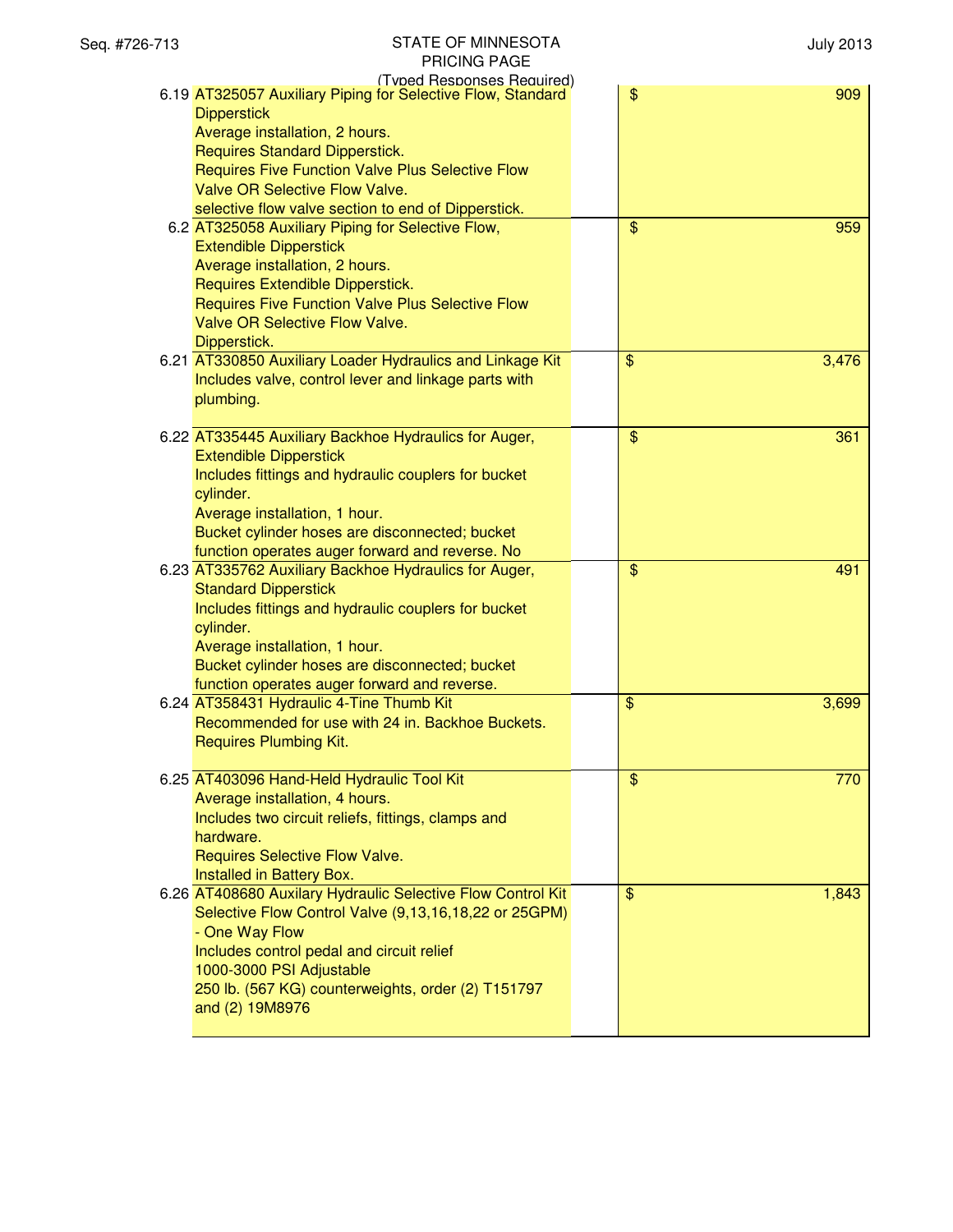STATE OF MINNESOTA
PRICING PAGE
(Typed Responses Required)

| No. | Description | | Price |
|---|---|---|---|
| 6.19 | AT325057 Auxiliary Piping for Selective Flow, Standard Dipperstick<br>Average installation, 2 hours.<br>Requires Standard Dipperstick.<br>Requires Five Function Valve Plus Selective Flow Valve OR Selective Flow Valve.<br>selective flow valve section to end of Dipperstick. | | $ 909 |
| 6.2 | AT325058 Auxiliary Piping for Selective Flow, Extendible Dipperstick<br>Average installation, 2 hours.<br>Requires Extendible Dipperstick.<br>Requires Five Function Valve Plus Selective Flow Valve OR Selective Flow Valve.<br>Dipperstick. | | $ 959 |
| 6.21 | AT330850 Auxiliary Loader Hydraulics and Linkage Kit<br>Includes valve, control lever and linkage parts with plumbing. | | $ 3,476 |
| 6.22 | AT335445 Auxiliary Backhoe Hydraulics for Auger, Extendible Dipperstick<br>Includes fittings and hydraulic couplers for bucket cylinder.<br>Average installation, 1 hour.<br>Bucket cylinder hoses are disconnected; bucket function operates auger forward and reverse. No | | $ 361 |
| 6.23 | AT335762 Auxiliary Backhoe Hydraulics for Auger, Standard Dipperstick<br>Includes fittings and hydraulic couplers for bucket cylinder.<br>Average installation, 1 hour.<br>Bucket cylinder hoses are disconnected; bucket function operates auger forward and reverse. | | $ 491 |
| 6.24 | AT358431 Hydraulic 4-Tine Thumb Kit<br>Recommended for use with 24 in. Backhoe Buckets.<br>Requires Plumbing Kit. | | $ 3,699 |
| 6.25 | AT403096 Hand-Held Hydraulic Tool Kit<br>Average installation, 4 hours.<br>Includes two circuit reliefs, fittings, clamps and hardware.<br>Requires Selective Flow Valve.<br>Installed in Battery Box. | | $ 770 |
| 6.26 | AT408680 Auxilary Hydraulic Selective Flow Control Kit<br>Selective Flow Control Valve (9,13,16,18,22 or 25GPM) - One Way Flow<br>Includes control pedal and circuit relief<br>1000-3000 PSI Adjustable<br>250 lb. (567 KG) counterweights, order (2) T151797 and (2) 19M8976 | | $ 1,843 |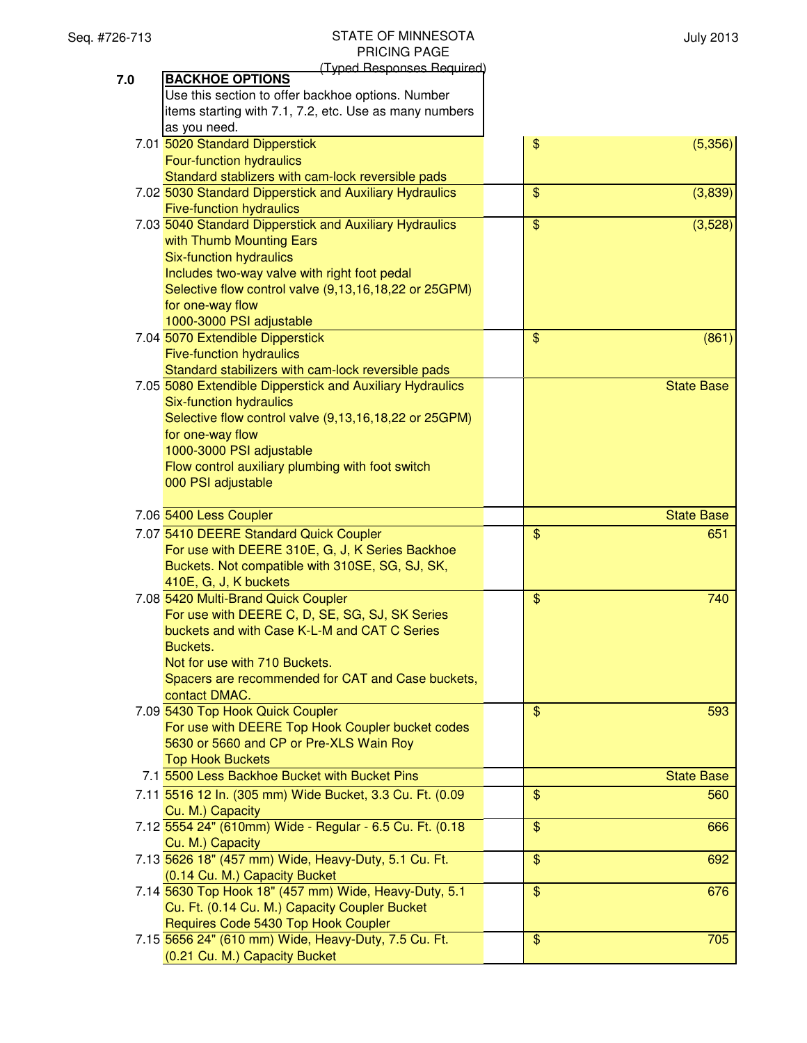STATE OF MINNESOTA
PRICING PAGE
(Typed Responses Required)

| | | | |
|---|---|---|---|
| 7.0 | **BACKHOE OPTIONS** Use this section to offer backhoe options. Number items starting with 7.1, 7.2, etc. Use as many numbers as you need. | | |
| 7.01 | 5020 Standard Dipperstick<br>Four-function hydraulics<br>Standard stablizers with cam-lock reversible pads | | $ (5,356) |
| 7.02 | 5030 Standard Dipperstick and Auxiliary Hydraulics<br>Five-function hydraulics | | $ (3,839) |
| 7.03 | 5040 Standard Dipperstick and Auxiliary Hydraulics with Thumb Mounting Ears<br>Six-function hydraulics<br>Includes two-way valve with right foot pedal<br>Selective flow control valve (9,13,16,18,22 or 25GPM) for one-way flow<br>1000-3000 PSI adjustable | | $ (3,528) |
| 7.04 | 5070 Extendible Dipperstick<br>Five-function hydraulics<br>Standard stabilizers with cam-lock reversible pads | | $ (861) |
| 7.05 | 5080 Extendible Dipperstick and Auxiliary Hydraulics<br>Six-function hydraulics<br>Selective flow control valve (9,13,16,18,22 or 25GPM) for one-way flow<br>1000-3000 PSI adjustable<br>Flow control auxiliary plumbing with foot switch<br>000 PSI adjustable | | State Base |
| 7.06 | 5400 Less Coupler | | State Base |
| 7.07 | 5410 DEERE Standard Quick Coupler<br>For use with DEERE 310E, G, J, K Series Backhoe Buckets. Not compatible with 310SE, SG, SJ, SK, 410E, G, J, K buckets | | $ 651 |
| 7.08 | 5420 Multi-Brand Quick Coupler<br>For use with DEERE C, D, SE, SG, SJ, SK Series buckets and with Case K-L-M and CAT C Series Buckets.<br>Not for use with 710 Buckets.<br>Spacers are recommended for CAT and Case buckets, contact DMAC. | | $ 740 |
| 7.09 | 5430 Top Hook Quick Coupler<br>For use with DEERE Top Hook Coupler bucket codes 5630 or 5660 and CP or Pre-XLS Wain Roy Top Hook Buckets | | $ 593 |
| 7.1 | 5500 Less Backhoe Bucket with Bucket Pins | | State Base |
| 7.11 | 5516 12 In. (305 mm) Wide Bucket, 3.3 Cu. Ft. (0.09 Cu. M.) Capacity | | $ 560 |
| 7.12 | 5554 24" (610mm) Wide - Regular - 6.5 Cu. Ft. (0.18 Cu. M.) Capacity | | $ 666 |
| 7.13 | 5626 18" (457 mm) Wide, Heavy-Duty, 5.1 Cu. Ft. (0.14 Cu. M.) Capacity Bucket | | $ 692 |
| 7.14 | 5630 Top Hook 18" (457 mm) Wide, Heavy-Duty, 5.1 Cu. Ft. (0.14 Cu. M.) Capacity Coupler Bucket<br>Requires Code 5430 Top Hook Coupler | | $ 676 |
| 7.15 | 5656 24" (610 mm) Wide, Heavy-Duty, 7.5 Cu. Ft. (0.21 Cu. M.) Capacity Bucket | | $ 705 |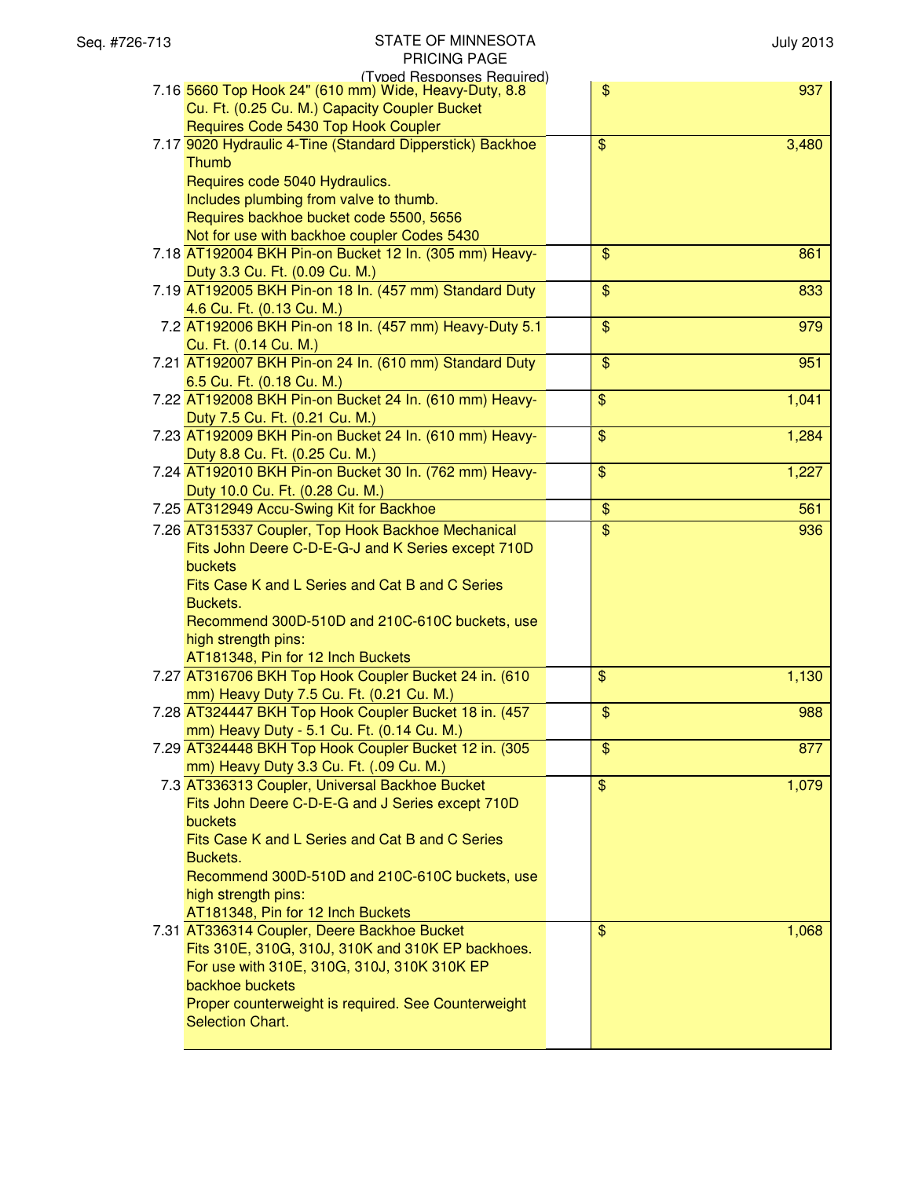STATE OF MINNESOTA
PRICING PAGE
(Typed Responses Required)

| Item | Description | | Price |
| --- | --- | --- | --- |
| 7.16 | 5660 Top Hook 24" (610 mm) Wide, Heavy-Duty, 8.8 Cu. Ft. (0.25 Cu. M.) Capacity Coupler Bucket<br>Requires Code 5430 Top Hook Coupler | | $ 937 |
| 7.17 | 9020 Hydraulic 4-Tine (Standard Dipperstick) Backhoe Thumb<br>Requires code 5040 Hydraulics.<br>Includes plumbing from valve to thumb.<br>Requires backhoe bucket code 5500, 5656<br>Not for use with backhoe coupler Codes 5430 | | $ 3,480 |
| 7.18 | AT192004 BKH Pin-on Bucket 12 In. (305 mm) Heavy-Duty 3.3 Cu. Ft. (0.09 Cu. M.) | | $ 861 |
| 7.19 | AT192005 BKH Pin-on 18 In. (457 mm) Standard Duty 4.6 Cu. Ft. (0.13 Cu. M.) | | $ 833 |
| 7.2 | AT192006 BKH Pin-on 18 In. (457 mm) Heavy-Duty 5.1 Cu. Ft. (0.14 Cu. M.) | | $ 979 |
| 7.21 | AT192007 BKH Pin-on 24 In. (610 mm) Standard Duty 6.5 Cu. Ft. (0.18 Cu. M.) | | $ 951 |
| 7.22 | AT192008 BKH Pin-on Bucket 24 In. (610 mm) Heavy-Duty 7.5 Cu. Ft. (0.21 Cu. M.) | | $ 1,041 |
| 7.23 | AT192009 BKH Pin-on Bucket 24 In. (610 mm) Heavy-Duty 8.8 Cu. Ft. (0.25 Cu. M.) | | $ 1,284 |
| 7.24 | AT192010 BKH Pin-on Bucket 30 In. (762 mm) Heavy-Duty 10.0 Cu. Ft. (0.28 Cu. M.) | | $ 1,227 |
| 7.25 | AT312949 Accu-Swing Kit for Backhoe | | $ 561 |
| 7.26 | AT315337 Coupler, Top Hook Backhoe Mechanical<br>Fits John Deere C-D-E-G-J and K Series except 710D buckets<br>Fits Case K and L Series and Cat B and C Series Buckets.<br>Recommend 300D-510D and 210C-610C buckets, use high strength pins:<br>AT181348, Pin for 12 Inch Buckets | | $ 936 |
| 7.27 | AT316706 BKH Top Hook Coupler Bucket 24 in. (610 mm) Heavy Duty 7.5 Cu. Ft. (0.21 Cu. M.) | | $ 1,130 |
| 7.28 | AT324447 BKH Top Hook Coupler Bucket 18 in. (457 mm) Heavy Duty - 5.1 Cu. Ft. (0.14 Cu. M.) | | $ 988 |
| 7.29 | AT324448 BKH Top Hook Coupler Bucket 12 in. (305 mm) Heavy Duty 3.3 Cu. Ft. (.09 Cu. M.) | | $ 877 |
| 7.3 | AT336313 Coupler, Universal Backhoe Bucket<br>Fits John Deere C-D-E-G and J Series except 710D buckets<br>Fits Case K and L Series and Cat B and C Series Buckets.<br>Recommend 300D-510D and 210C-610C buckets, use high strength pins:<br>AT181348, Pin for 12 Inch Buckets | | $ 1,079 |
| 7.31 | AT336314 Coupler, Deere Backhoe Bucket<br>Fits 310E, 310G, 310J, 310K and 310K EP backhoes.<br>For use with 310E, 310G, 310J, 310K 310K EP backhoe buckets<br>Proper counterweight is required. See Counterweight Selection Chart. | | $ 1,068 |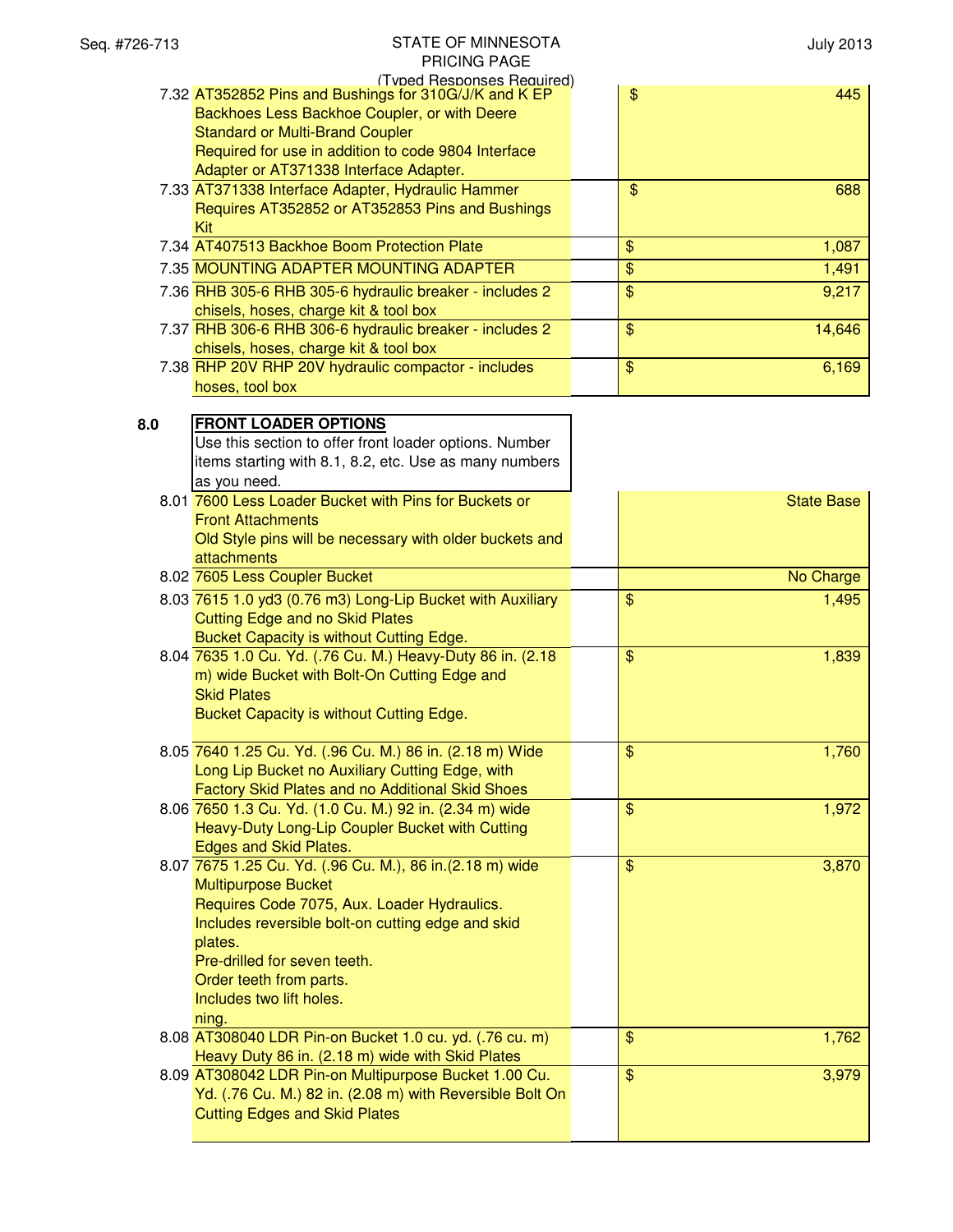| Item | Description | | Price |
|---|---|---|---|
| 7.32 | AT352852 Pins and Bushings for 310G/J/K and K EP Backhoes Less Backhoe Coupler, or with Deere Standard or Multi-Brand Coupler<br>Required for use in addition to code 9804 Interface Adapter or AT371338 Interface Adapter. | | $ 445 |
| 7.33 | AT371338 Interface Adapter, Hydraulic Hammer Requires AT352852 or AT352853 Pins and Bushings Kit | | $ 688 |
| 7.34 | AT407513 Backhoe Boom Protection Plate | | $ 1,087 |
| 7.35 | MOUNTING ADAPTER MOUNTING ADAPTER | | $ 1,491 |
| 7.36 | RHB 305-6 RHB 305-6 hydraulic breaker - includes 2 chisels, hoses, charge kit & tool box | | $ 9,217 |
| 7.37 | RHB 306-6 RHB 306-6 hydraulic breaker - includes 2 chisels, hoses, charge kit & tool box | | $ 14,646 |
| 7.38 | RHP 20V RHP 20V hydraulic compactor - includes hoses, tool box | | $ 6,169 |

## 8.0 FRONT LOADER OPTIONS

Use this section to offer front loader options. Number items starting with 8.1, 8.2, etc. Use as many numbers as you need.

| Item | Description | | Price |
|---|---|---|---|
| 8.01 | 7600 Less Loader Bucket with Pins for Buckets or Front Attachments<br>Old Style pins will be necessary with older buckets and attachments | | State Base |
| 8.02 | 7605 Less Coupler Bucket | | No Charge |
| 8.03 | 7615 1.0 yd3 (0.76 m3) Long-Lip Bucket with Auxiliary Cutting Edge and no Skid Plates<br>Bucket Capacity is without Cutting Edge. | | $ 1,495 |
| 8.04 | 7635 1.0 Cu. Yd. (.76 Cu. M.) Heavy-Duty 86 in. (2.18 m) wide Bucket with Bolt-On Cutting Edge and Skid Plates<br>Bucket Capacity is without Cutting Edge. | | $ 1,839 |
| 8.05 | 7640 1.25 Cu. Yd. (.96 Cu. M.) 86 in. (2.18 m) Wide Long Lip Bucket no Auxiliary Cutting Edge, with Factory Skid Plates and no Additional Skid Shoes | | $ 1,760 |
| 8.06 | 7650 1.3 Cu. Yd. (1.0 Cu. M.) 92 in. (2.34 m) wide Heavy-Duty Long-Lip Coupler Bucket with Cutting Edges and Skid Plates. | | $ 1,972 |
| 8.07 | 7675 1.25 Cu. Yd. (.96 Cu. M.), 86 in.(2.18 m) wide Multipurpose Bucket<br>Requires Code 7075, Aux. Loader Hydraulics.<br>Includes reversible bolt-on cutting edge and skid plates.<br>Pre-drilled for seven teeth.<br>Order teeth from parts.<br>Includes two lift holes.<br>ning. | | $ 3,870 |
| 8.08 | AT308040 LDR Pin-on Bucket 1.0 cu. yd. (.76 cu. m) Heavy Duty 86 in. (2.18 m) wide with Skid Plates | | $ 1,762 |
| 8.09 | AT308042 LDR Pin-on Multipurpose Bucket 1.00 Cu. Yd. (.76 Cu. M.) 82 in. (2.08 m) with Reversible Bolt On Cutting Edges and Skid Plates | | $ 3,979 |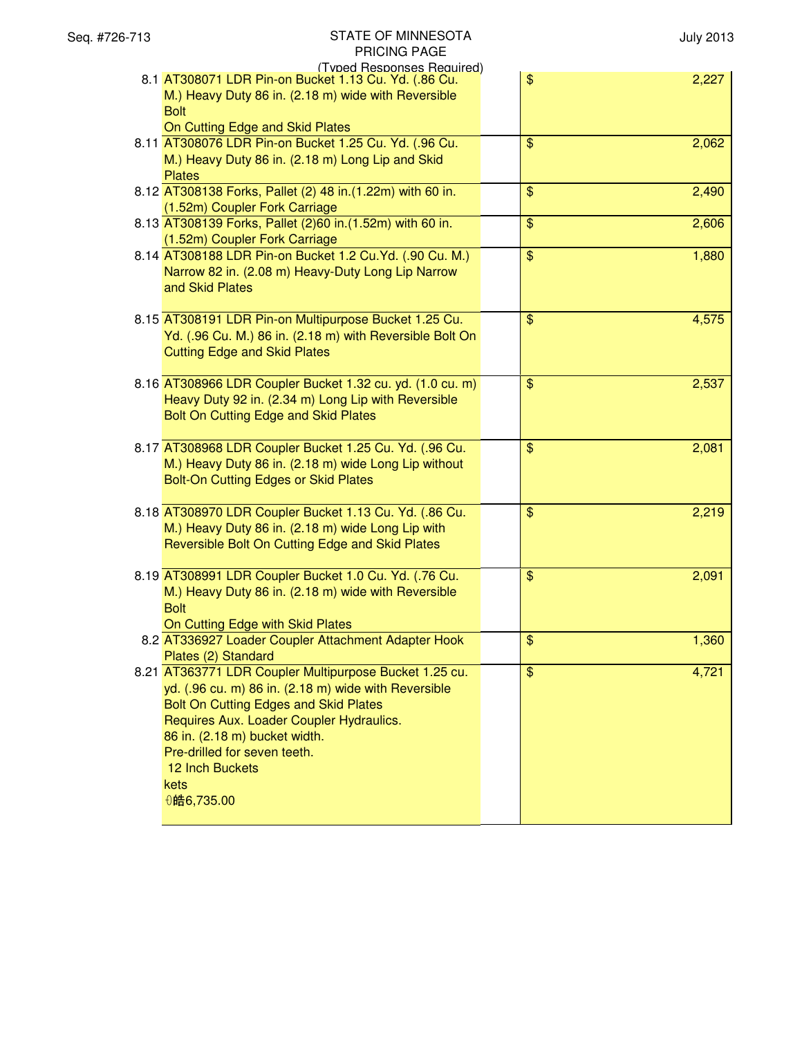STATE OF MINNESOTA
PRICING PAGE
(Typed Responses Required)

| No. | Description | | Price |
|---|---|---|---|
| 8.1 | AT308071 LDR Pin-on Bucket 1.13 Cu. Yd. (.86 Cu. M.) Heavy Duty 86 in. (2.18 m) wide with Reversible Bolt<br>On Cutting Edge and Skid Plates | | $ 2,227 |
| 8.11 | AT308076 LDR Pin-on Bucket 1.25 Cu. Yd. (.96 Cu. M.) Heavy Duty 86 in. (2.18 m) Long Lip and Skid Plates | | $ 2,062 |
| 8.12 | AT308138 Forks, Pallet (2) 48 in.(1.22m) with 60 in. (1.52m) Coupler Fork Carriage | | $ 2,490 |
| 8.13 | AT308139 Forks, Pallet (2)60 in.(1.52m) with 60 in. (1.52m) Coupler Fork Carriage | | $ 2,606 |
| 8.14 | AT308188 LDR Pin-on Bucket 1.2 Cu.Yd. (.90 Cu. M.) Narrow 82 in. (2.08 m) Heavy-Duty Long Lip Narrow and Skid Plates | | $ 1,880 |
| 8.15 | AT308191 LDR Pin-on Multipurpose Bucket 1.25 Cu. Yd. (.96 Cu. M.) 86 in. (2.18 m) with Reversible Bolt On Cutting Edge and Skid Plates | | $ 4,575 |
| 8.16 | AT308966 LDR Coupler Bucket 1.32 cu. yd. (1.0 cu. m) Heavy Duty 92 in. (2.34 m) Long Lip with Reversible Bolt On Cutting Edge and Skid Plates | | $ 2,537 |
| 8.17 | AT308968 LDR Coupler Bucket 1.25 Cu. Yd. (.96 Cu. M.) Heavy Duty 86 in. (2.18 m) wide Long Lip without Bolt-On Cutting Edges or Skid Plates | | $ 2,081 |
| 8.18 | AT308970 LDR Coupler Bucket 1.13 Cu. Yd. (.86 Cu. M.) Heavy Duty 86 in. (2.18 m) wide Long Lip with Reversible Bolt On Cutting Edge and Skid Plates | | $ 2,219 |
| 8.19 | AT308991 LDR Coupler Bucket 1.0 Cu. Yd. (.76 Cu. M.) Heavy Duty 86 in. (2.18 m) wide with Reversible Bolt<br>On Cutting Edge with Skid Plates | | $ 2,091 |
| 8.2 | AT336927 Loader Coupler Attachment Adapter Hook Plates (2) Standard | | $ 1,360 |
| 8.21 | AT363771 LDR Coupler Multipurpose Bucket 1.25 cu. yd. (.96 cu. m) 86 in. (2.18 m) wide with Reversible Bolt On Cutting Edges and Skid Plates<br>Requires Aux. Loader Coupler Hydraulics.<br>86 in. (2.18 m) bucket width.<br>Pre-drilled for seven teeth.<br>12 Inch Buckets<br>kets<br>6,735.00 | | $ 4,721 |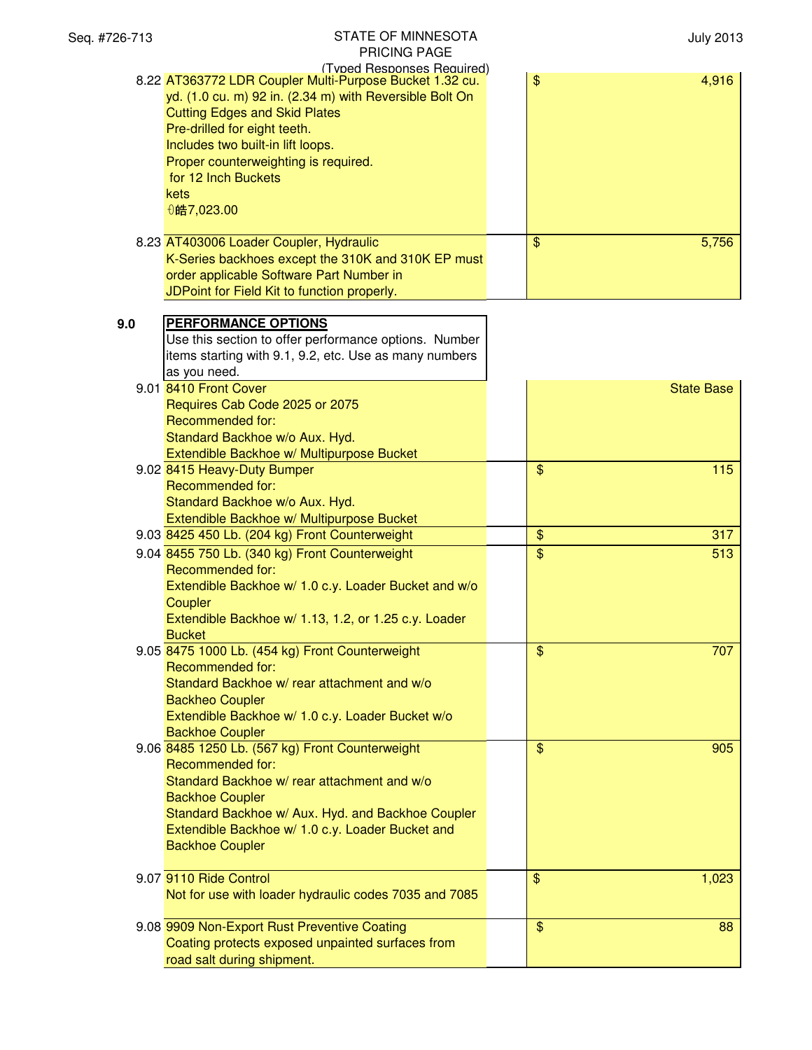| | | | |
|---|---|---|---|
| 8.22 | AT363772 LDR Coupler Multi-Purpose Bucket 1.32 cu. yd. (1.0 cu. m) 92 in. (2.34 m) with Reversible Bolt On Cutting Edges and Skid Plates<br>Pre-drilled for eight teeth.<br>Includes two built-in lift loops.<br>Proper counterweighting is required.<br> for 12 Inch Buckets<br>kets<br>ꀀ皓7,023.00 | | $ 4,916 |
| 8.23 | AT403006 Loader Coupler, Hydraulic<br>K-Series backhoes except the 310K and 310K EP must order applicable Software Part Number in JDPoint for Field Kit to function properly. | | $ 5,756 |

## 9.0 PERFORMANCE OPTIONS

Use this section to offer performance options. Number items starting with 9.1, 9.2, etc. Use as many numbers as you need.

| | | | |
|---|---|---|---|
| 9.01 | 8410 Front Cover<br>Requires Cab Code 2025 or 2075<br>Recommended for:<br>Standard Backhoe w/o Aux. Hyd.<br>Extendible Backhoe w/ Multipurpose Bucket | | State Base |
| 9.02 | 8415 Heavy-Duty Bumper<br>Recommended for:<br>Standard Backhoe w/o Aux. Hyd.<br>Extendible Backhoe w/ Multipurpose Bucket | | $ 115 |
| 9.03 | 8425 450 Lb. (204 kg) Front Counterweight | | $ 317 |
| 9.04 | 8455 750 Lb. (340 kg) Front Counterweight<br>Recommended for:<br>Extendible Backhoe w/ 1.0 c.y. Loader Bucket and w/o Coupler<br>Extendible Backhoe w/ 1.13, 1.2, or 1.25 c.y. Loader Bucket | | $ 513 |
| 9.05 | 8475 1000 Lb. (454 kg) Front Counterweight<br>Recommended for:<br>Standard Backhoe w/ rear attachment and w/o Backheo Coupler<br>Extendible Backhoe w/ 1.0 c.y. Loader Bucket w/o Backhoe Coupler | | $ 707 |
| 9.06 | 8485 1250 Lb. (567 kg) Front Counterweight<br>Recommended for:<br>Standard Backhoe w/ rear attachment and w/o Backhoe Coupler<br>Standard Backhoe w/ Aux. Hyd. and Backhoe Coupler<br>Extendible Backhoe w/ 1.0 c.y. Loader Bucket and Backhoe Coupler | | $ 905 |
| 9.07 | 9110 Ride Control<br>Not for use with loader hydraulic codes 7035 and 7085 | | $ 1,023 |
| 9.08 | 9909 Non-Export Rust Preventive Coating<br>Coating protects exposed unpainted surfaces from road salt during shipment. | | $ 88 |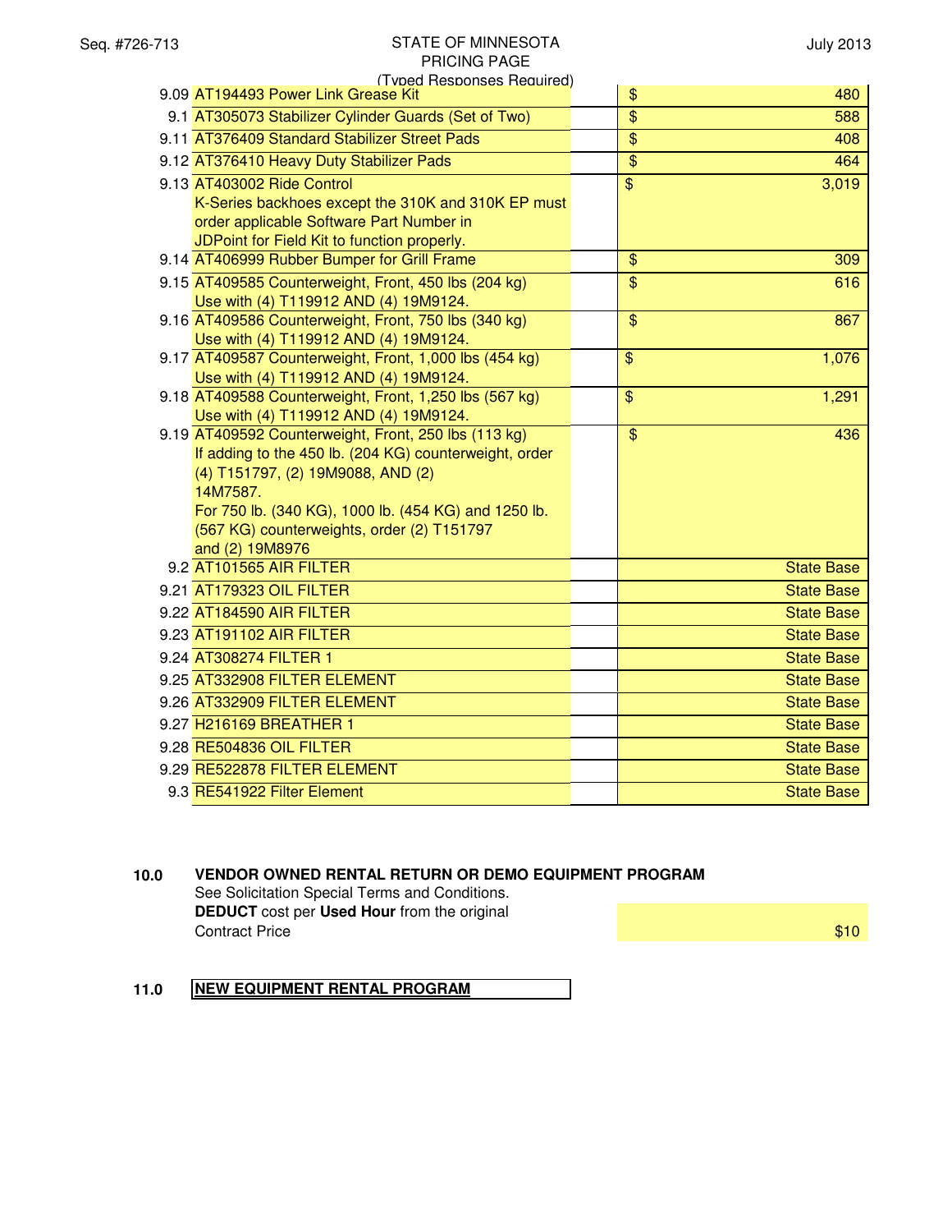| | | | | |
|---|---|---|---|---|
| 9.09 | AT194493 Power Link Grease Kit | | $ | 480 |
| 9.1 | AT305073 Stabilizer Cylinder Guards (Set of Two) | | $ | 588 |
| 9.11 | AT376409 Standard Stabilizer Street Pads | | $ | 408 |
| 9.12 | AT376410 Heavy Duty Stabilizer Pads | | $ | 464 |
| 9.13 | AT403002 Ride Control<br>K-Series backhoes except the 310K and 310K EP must order applicable Software Part Number in JDPoint for Field Kit to function properly. | | $ | 3,019 |
| 9.14 | AT406999 Rubber Bumper for Grill Frame | | $ | 309 |
| 9.15 | AT409585 Counterweight, Front, 450 lbs (204 kg)<br>Use with (4) T119912 AND (4) 19M9124. | | $ | 616 |
| 9.16 | AT409586 Counterweight, Front, 750 lbs (340 kg)<br>Use with (4) T119912 AND (4) 19M9124. | | $ | 867 |
| 9.17 | AT409587 Counterweight, Front, 1,000 lbs (454 kg)<br>Use with (4) T119912 AND (4) 19M9124. | | $ | 1,076 |
| 9.18 | AT409588 Counterweight, Front, 1,250 lbs (567 kg)<br>Use with (4) T119912 AND (4) 19M9124. | | $ | 1,291 |
| 9.19 | AT409592 Counterweight, Front, 250 lbs (113 kg)<br>If adding to the 450 lb. (204 KG) counterweight, order (4) T151797, (2) 19M9088, AND (2) 14M7587.<br>For 750 lb. (340 KG), 1000 lb. (454 KG) and 1250 lb. (567 KG) counterweights, order (2) T151797 and (2) 19M8976 | | $ | 436 |
| 9.2 | AT101565 AIR FILTER | | | State Base |
| 9.21 | AT179323 OIL FILTER | | | State Base |
| 9.22 | AT184590 AIR FILTER | | | State Base |
| 9.23 | AT191102 AIR FILTER | | | State Base |
| 9.24 | AT308274 FILTER 1 | | | State Base |
| 9.25 | AT332908 FILTER ELEMENT | | | State Base |
| 9.26 | AT332909 FILTER ELEMENT | | | State Base |
| 9.27 | H216169 BREATHER 1 | | | State Base |
| 9.28 | RE504836 OIL FILTER | | | State Base |
| 9.29 | RE522878 FILTER ELEMENT | | | State Base |
| 9.3 | RE541922 Filter Element | | | State Base |

**10.0 VENDOR OWNED RENTAL RETURN OR DEMO EQUIPMENT PROGRAM**

See Solicitation Special Terms and Conditions.
**DEDUCT** cost per **Used Hour** from the original Contract Price — $10

**11.0 NEW EQUIPMENT RENTAL PROGRAM**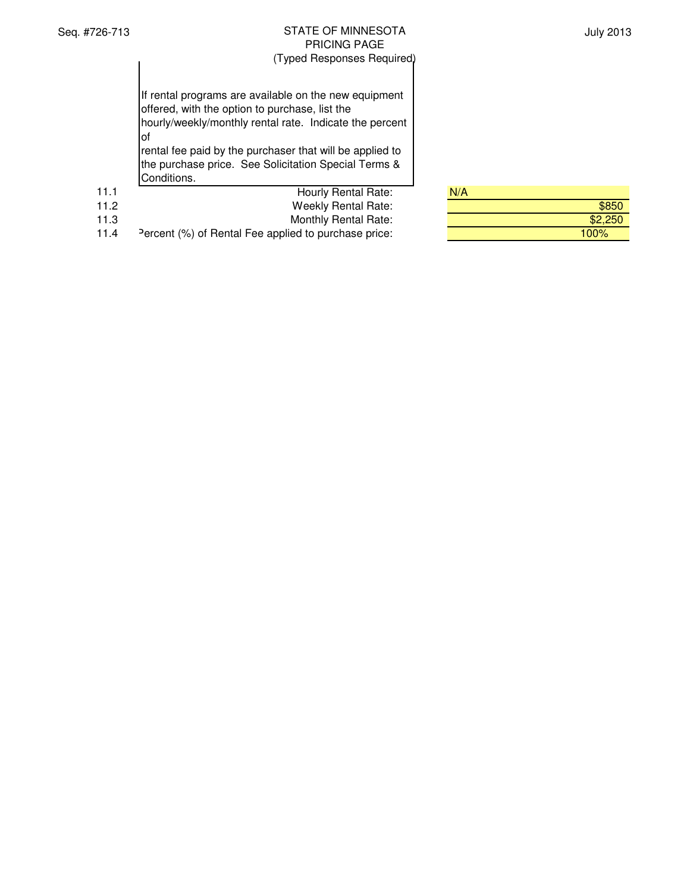## STATE OF MINNESOTA
## PRICING PAGE
(Typed Responses Required)

If rental programs are available on the new equipment offered, with the option to purchase, list the hourly/weekly/monthly rental rate. Indicate the percent of rental fee paid by the purchaser that will be applied to the purchase price. See Solicitation Special Terms & Conditions.

| No. | Item | Response |
|---|---|---|
| 11.1 | Hourly Rental Rate: | N/A |
| 11.2 | Weekly Rental Rate: | $850 |
| 11.3 | Monthly Rental Rate: | $2,250 |
| 11.4 | Percent (%) of Rental Fee applied to purchase price: | 100% |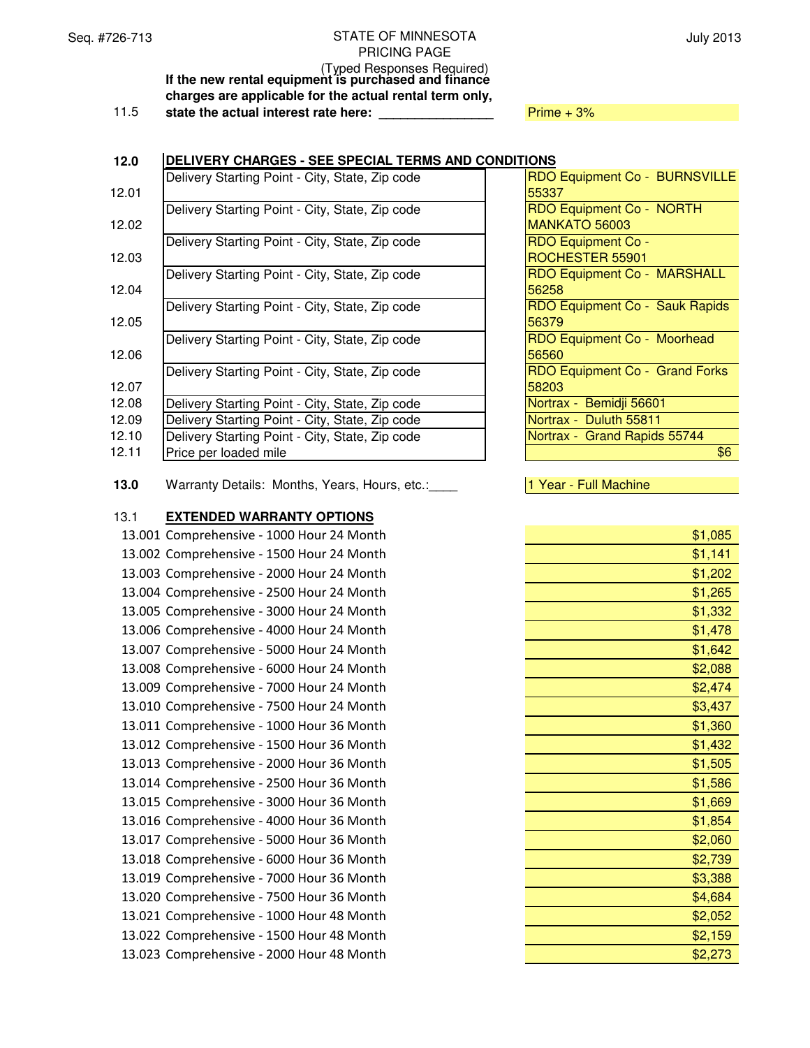STATE OF MINNESOTA
PRICING PAGE
(Typed Responses Required)

| | | |
|---|---|---|
| 11.5 | **If the new rental equipment is purchased and finance charges are applicable for the actual rental term only, state the actual interest rate here:** _______________ | Prime + 3% |

## 12.0 DELIVERY CHARGES - SEE SPECIAL TERMS AND CONDITIONS

| | | |
|---|---|---|
| 12.01 | Delivery Starting Point - City, State, Zip code | RDO Equipment Co - BURNSVILLE 55337 |
| 12.02 | Delivery Starting Point - City, State, Zip code | RDO Equipment Co - NORTH MANKATO 56003 |
| 12.03 | Delivery Starting Point - City, State, Zip code | RDO Equipment Co - ROCHESTER 55901 |
| 12.04 | Delivery Starting Point - City, State, Zip code | RDO Equipment Co - MARSHALL 56258 |
| 12.05 | Delivery Starting Point - City, State, Zip code | RDO Equipment Co - Sauk Rapids 56379 |
| 12.06 | Delivery Starting Point - City, State, Zip code | RDO Equipment Co - Moorhead 56560 |
| 12.07 | Delivery Starting Point - City, State, Zip code | RDO Equipment Co - Grand Forks 58203 |
| 12.08 | Delivery Starting Point - City, State, Zip code | Nortrax - Bemidji 56601 |
| 12.09 | Delivery Starting Point - City, State, Zip code | Nortrax - Duluth 55811 |
| 12.10 | Delivery Starting Point - City, State, Zip code | Nortrax - Grand Rapids 55744 |
| 12.11 | Price per loaded mile | $6 |

| | | |
|---|---|---|
| **13.0** | Warranty Details: Months, Years, Hours, etc.:____ | 1 Year - Full Machine |

### 13.1 EXTENDED WARRANTY OPTIONS

| | | |
|---|---|---|
| 13.001 | Comprehensive - 1000 Hour 24 Month | $1,085 |
| 13.002 | Comprehensive - 1500 Hour 24 Month | $1,141 |
| 13.003 | Comprehensive - 2000 Hour 24 Month | $1,202 |
| 13.004 | Comprehensive - 2500 Hour 24 Month | $1,265 |
| 13.005 | Comprehensive - 3000 Hour 24 Month | $1,332 |
| 13.006 | Comprehensive - 4000 Hour 24 Month | $1,478 |
| 13.007 | Comprehensive - 5000 Hour 24 Month | $1,642 |
| 13.008 | Comprehensive - 6000 Hour 24 Month | $2,088 |
| 13.009 | Comprehensive - 7000 Hour 24 Month | $2,474 |
| 13.010 | Comprehensive - 7500 Hour 24 Month | $3,437 |
| 13.011 | Comprehensive - 1000 Hour 36 Month | $1,360 |
| 13.012 | Comprehensive - 1500 Hour 36 Month | $1,432 |
| 13.013 | Comprehensive - 2000 Hour 36 Month | $1,505 |
| 13.014 | Comprehensive - 2500 Hour 36 Month | $1,586 |
| 13.015 | Comprehensive - 3000 Hour 36 Month | $1,669 |
| 13.016 | Comprehensive - 4000 Hour 36 Month | $1,854 |
| 13.017 | Comprehensive - 5000 Hour 36 Month | $2,060 |
| 13.018 | Comprehensive - 6000 Hour 36 Month | $2,739 |
| 13.019 | Comprehensive - 7000 Hour 36 Month | $3,388 |
| 13.020 | Comprehensive - 7500 Hour 36 Month | $4,684 |
| 13.021 | Comprehensive - 1000 Hour 48 Month | $2,052 |
| 13.022 | Comprehensive - 1500 Hour 48 Month | $2,159 |
| 13.023 | Comprehensive - 2000 Hour 48 Month | $2,273 |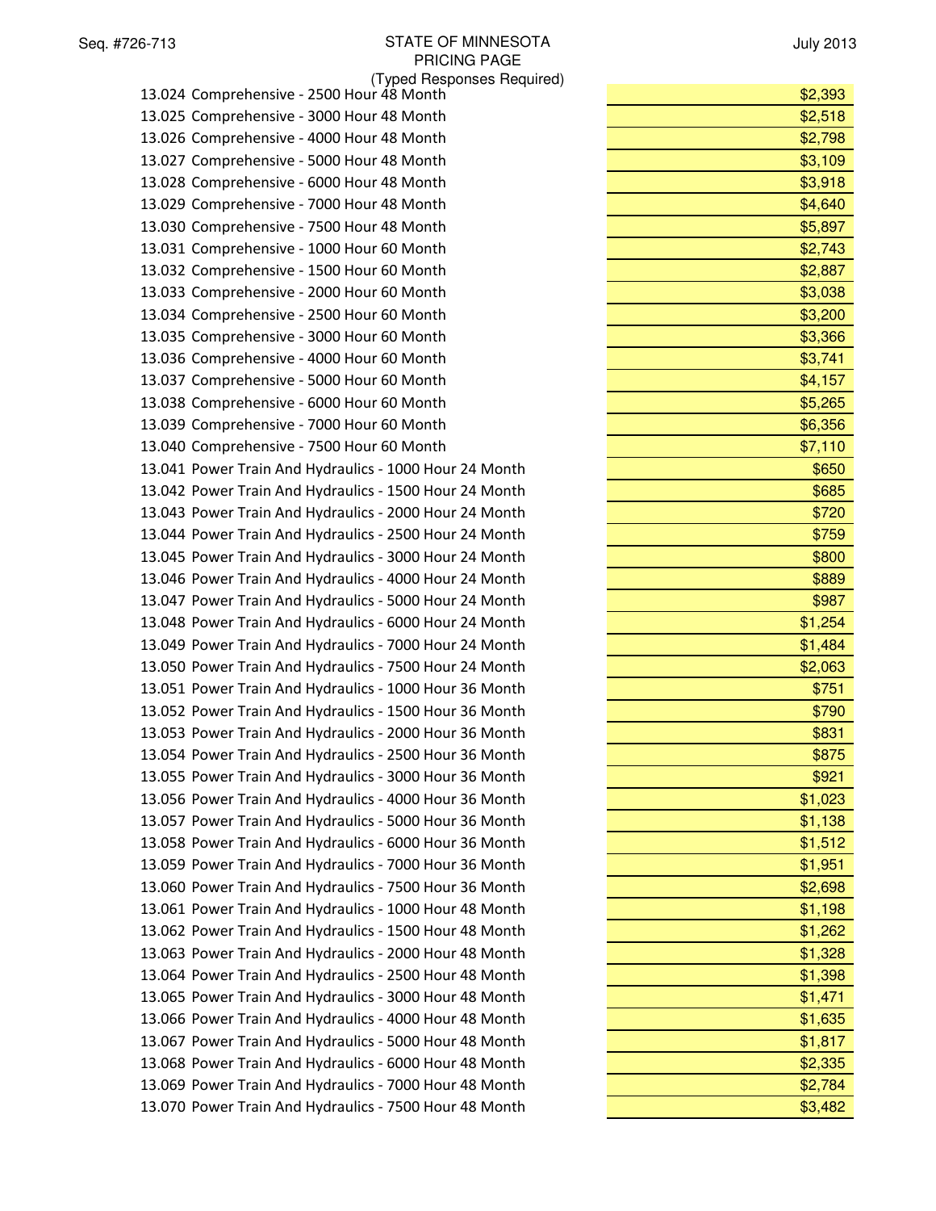| Item | Price |
|---|---|
| 13.024 Comprehensive - 2500 Hour 48 Month | $2,393 |
| 13.025 Comprehensive - 3000 Hour 48 Month | $2,518 |
| 13.026 Comprehensive - 4000 Hour 48 Month | $2,798 |
| 13.027 Comprehensive - 5000 Hour 48 Month | $3,109 |
| 13.028 Comprehensive - 6000 Hour 48 Month | $3,918 |
| 13.029 Comprehensive - 7000 Hour 48 Month | $4,640 |
| 13.030 Comprehensive - 7500 Hour 48 Month | $5,897 |
| 13.031 Comprehensive - 1000 Hour 60 Month | $2,743 |
| 13.032 Comprehensive - 1500 Hour 60 Month | $2,887 |
| 13.033 Comprehensive - 2000 Hour 60 Month | $3,038 |
| 13.034 Comprehensive - 2500 Hour 60 Month | $3,200 |
| 13.035 Comprehensive - 3000 Hour 60 Month | $3,366 |
| 13.036 Comprehensive - 4000 Hour 60 Month | $3,741 |
| 13.037 Comprehensive - 5000 Hour 60 Month | $4,157 |
| 13.038 Comprehensive - 6000 Hour 60 Month | $5,265 |
| 13.039 Comprehensive - 7000 Hour 60 Month | $6,356 |
| 13.040 Comprehensive - 7500 Hour 60 Month | $7,110 |
| 13.041 Power Train And Hydraulics - 1000 Hour 24 Month | $650 |
| 13.042 Power Train And Hydraulics - 1500 Hour 24 Month | $685 |
| 13.043 Power Train And Hydraulics - 2000 Hour 24 Month | $720 |
| 13.044 Power Train And Hydraulics - 2500 Hour 24 Month | $759 |
| 13.045 Power Train And Hydraulics - 3000 Hour 24 Month | $800 |
| 13.046 Power Train And Hydraulics - 4000 Hour 24 Month | $889 |
| 13.047 Power Train And Hydraulics - 5000 Hour 24 Month | $987 |
| 13.048 Power Train And Hydraulics - 6000 Hour 24 Month | $1,254 |
| 13.049 Power Train And Hydraulics - 7000 Hour 24 Month | $1,484 |
| 13.050 Power Train And Hydraulics - 7500 Hour 24 Month | $2,063 |
| 13.051 Power Train And Hydraulics - 1000 Hour 36 Month | $751 |
| 13.052 Power Train And Hydraulics - 1500 Hour 36 Month | $790 |
| 13.053 Power Train And Hydraulics - 2000 Hour 36 Month | $831 |
| 13.054 Power Train And Hydraulics - 2500 Hour 36 Month | $875 |
| 13.055 Power Train And Hydraulics - 3000 Hour 36 Month | $921 |
| 13.056 Power Train And Hydraulics - 4000 Hour 36 Month | $1,023 |
| 13.057 Power Train And Hydraulics - 5000 Hour 36 Month | $1,138 |
| 13.058 Power Train And Hydraulics - 6000 Hour 36 Month | $1,512 |
| 13.059 Power Train And Hydraulics - 7000 Hour 36 Month | $1,951 |
| 13.060 Power Train And Hydraulics - 7500 Hour 36 Month | $2,698 |
| 13.061 Power Train And Hydraulics - 1000 Hour 48 Month | $1,198 |
| 13.062 Power Train And Hydraulics - 1500 Hour 48 Month | $1,262 |
| 13.063 Power Train And Hydraulics - 2000 Hour 48 Month | $1,328 |
| 13.064 Power Train And Hydraulics - 2500 Hour 48 Month | $1,398 |
| 13.065 Power Train And Hydraulics - 3000 Hour 48 Month | $1,471 |
| 13.066 Power Train And Hydraulics - 4000 Hour 48 Month | $1,635 |
| 13.067 Power Train And Hydraulics - 5000 Hour 48 Month | $1,817 |
| 13.068 Power Train And Hydraulics - 6000 Hour 48 Month | $2,335 |
| 13.069 Power Train And Hydraulics - 7000 Hour 48 Month | $2,784 |
| 13.070 Power Train And Hydraulics - 7500 Hour 48 Month | $3,482 |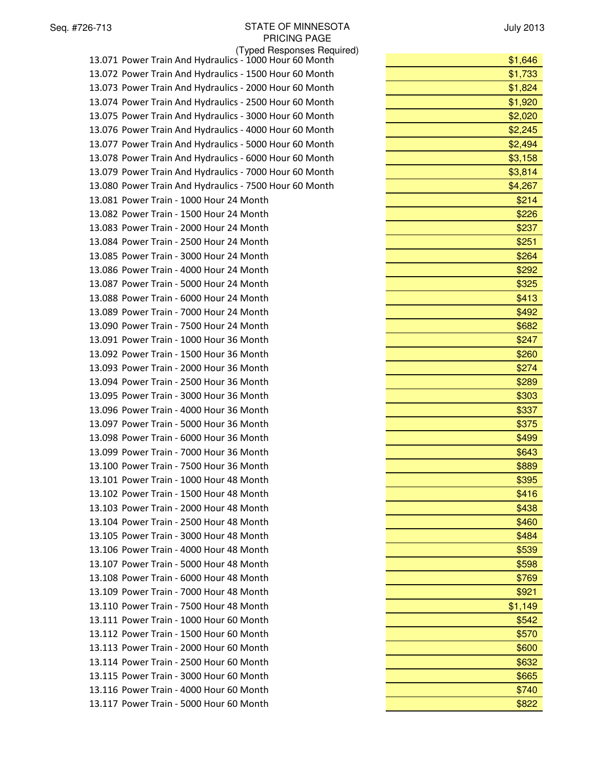STATE OF MINNESOTA
PRICING PAGE
(Typed Responses Required)

| Item | Price |
|---|---|
| 13.071 Power Train And Hydraulics - 1000 Hour 60 Month | $1,646 |
| 13.072 Power Train And Hydraulics - 1500 Hour 60 Month | $1,733 |
| 13.073 Power Train And Hydraulics - 2000 Hour 60 Month | $1,824 |
| 13.074 Power Train And Hydraulics - 2500 Hour 60 Month | $1,920 |
| 13.075 Power Train And Hydraulics - 3000 Hour 60 Month | $2,020 |
| 13.076 Power Train And Hydraulics - 4000 Hour 60 Month | $2,245 |
| 13.077 Power Train And Hydraulics - 5000 Hour 60 Month | $2,494 |
| 13.078 Power Train And Hydraulics - 6000 Hour 60 Month | $3,158 |
| 13.079 Power Train And Hydraulics - 7000 Hour 60 Month | $3,814 |
| 13.080 Power Train And Hydraulics - 7500 Hour 60 Month | $4,267 |
| 13.081 Power Train - 1000 Hour 24 Month | $214 |
| 13.082 Power Train - 1500 Hour 24 Month | $226 |
| 13.083 Power Train - 2000 Hour 24 Month | $237 |
| 13.084 Power Train - 2500 Hour 24 Month | $251 |
| 13.085 Power Train - 3000 Hour 24 Month | $264 |
| 13.086 Power Train - 4000 Hour 24 Month | $292 |
| 13.087 Power Train - 5000 Hour 24 Month | $325 |
| 13.088 Power Train - 6000 Hour 24 Month | $413 |
| 13.089 Power Train - 7000 Hour 24 Month | $492 |
| 13.090 Power Train - 7500 Hour 24 Month | $682 |
| 13.091 Power Train - 1000 Hour 36 Month | $247 |
| 13.092 Power Train - 1500 Hour 36 Month | $260 |
| 13.093 Power Train - 2000 Hour 36 Month | $274 |
| 13.094 Power Train - 2500 Hour 36 Month | $289 |
| 13.095 Power Train - 3000 Hour 36 Month | $303 |
| 13.096 Power Train - 4000 Hour 36 Month | $337 |
| 13.097 Power Train - 5000 Hour 36 Month | $375 |
| 13.098 Power Train - 6000 Hour 36 Month | $499 |
| 13.099 Power Train - 7000 Hour 36 Month | $643 |
| 13.100 Power Train - 7500 Hour 36 Month | $889 |
| 13.101 Power Train - 1000 Hour 48 Month | $395 |
| 13.102 Power Train - 1500 Hour 48 Month | $416 |
| 13.103 Power Train - 2000 Hour 48 Month | $438 |
| 13.104 Power Train - 2500 Hour 48 Month | $460 |
| 13.105 Power Train - 3000 Hour 48 Month | $484 |
| 13.106 Power Train - 4000 Hour 48 Month | $539 |
| 13.107 Power Train - 5000 Hour 48 Month | $598 |
| 13.108 Power Train - 6000 Hour 48 Month | $769 |
| 13.109 Power Train - 7000 Hour 48 Month | $921 |
| 13.110 Power Train - 7500 Hour 48 Month | $1,149 |
| 13.111 Power Train - 1000 Hour 60 Month | $542 |
| 13.112 Power Train - 1500 Hour 60 Month | $570 |
| 13.113 Power Train - 2000 Hour 60 Month | $600 |
| 13.114 Power Train - 2500 Hour 60 Month | $632 |
| 13.115 Power Train - 3000 Hour 60 Month | $665 |
| 13.116 Power Train - 4000 Hour 60 Month | $740 |
| 13.117 Power Train - 5000 Hour 60 Month | $822 |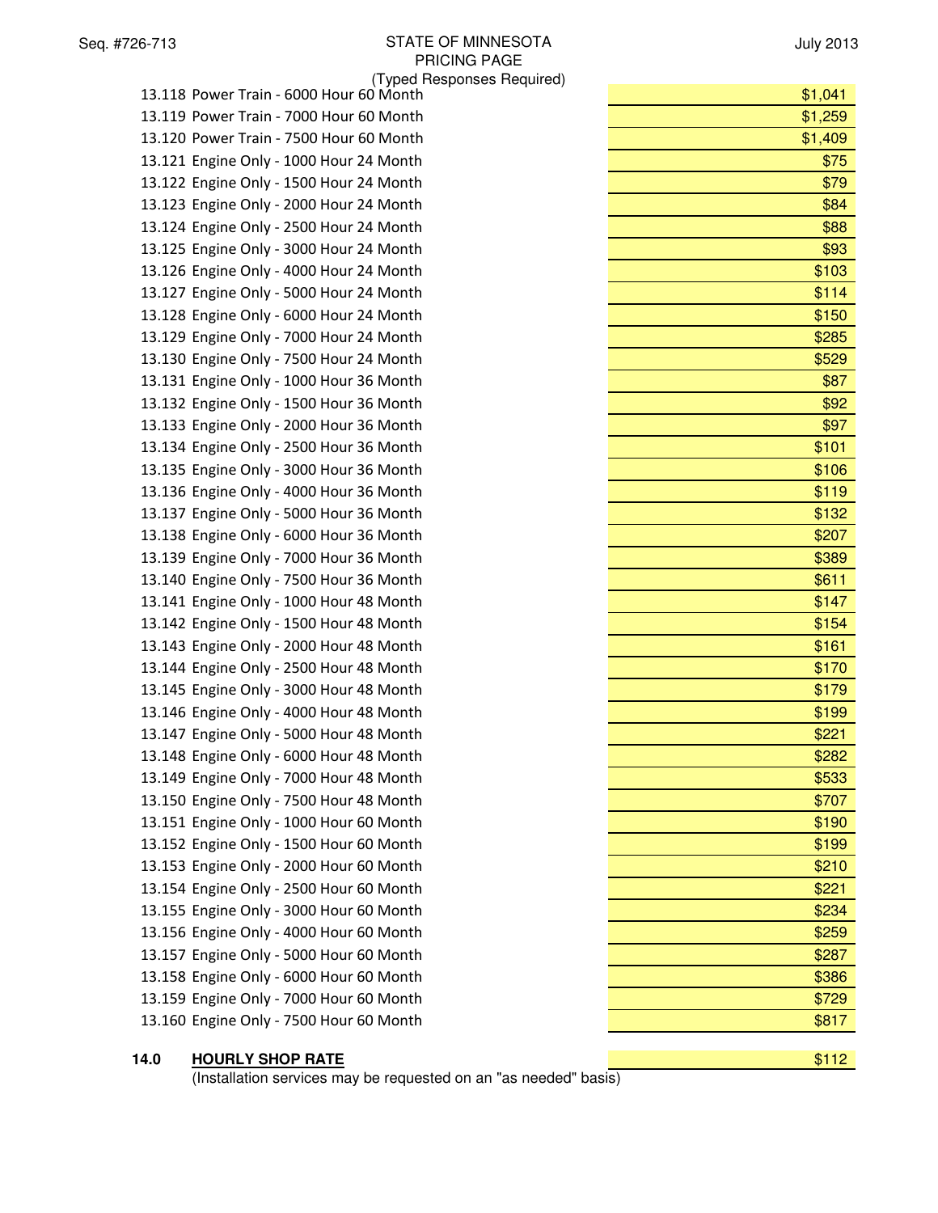| | |
|---|---|
| 13.118 Power Train - 6000 Hour 60 Month | $1,041 |
| 13.119 Power Train - 7000 Hour 60 Month | $1,259 |
| 13.120 Power Train - 7500 Hour 60 Month | $1,409 |
| 13.121 Engine Only - 1000 Hour 24 Month | $75 |
| 13.122 Engine Only - 1500 Hour 24 Month | $79 |
| 13.123 Engine Only - 2000 Hour 24 Month | $84 |
| 13.124 Engine Only - 2500 Hour 24 Month | $88 |
| 13.125 Engine Only - 3000 Hour 24 Month | $93 |
| 13.126 Engine Only - 4000 Hour 24 Month | $103 |
| 13.127 Engine Only - 5000 Hour 24 Month | $114 |
| 13.128 Engine Only - 6000 Hour 24 Month | $150 |
| 13.129 Engine Only - 7000 Hour 24 Month | $285 |
| 13.130 Engine Only - 7500 Hour 24 Month | $529 |
| 13.131 Engine Only - 1000 Hour 36 Month | $87 |
| 13.132 Engine Only - 1500 Hour 36 Month | $92 |
| 13.133 Engine Only - 2000 Hour 36 Month | $97 |
| 13.134 Engine Only - 2500 Hour 36 Month | $101 |
| 13.135 Engine Only - 3000 Hour 36 Month | $106 |
| 13.136 Engine Only - 4000 Hour 36 Month | $119 |
| 13.137 Engine Only - 5000 Hour 36 Month | $132 |
| 13.138 Engine Only - 6000 Hour 36 Month | $207 |
| 13.139 Engine Only - 7000 Hour 36 Month | $389 |
| 13.140 Engine Only - 7500 Hour 36 Month | $611 |
| 13.141 Engine Only - 1000 Hour 48 Month | $147 |
| 13.142 Engine Only - 1500 Hour 48 Month | $154 |
| 13.143 Engine Only - 2000 Hour 48 Month | $161 |
| 13.144 Engine Only - 2500 Hour 48 Month | $170 |
| 13.145 Engine Only - 3000 Hour 48 Month | $179 |
| 13.146 Engine Only - 4000 Hour 48 Month | $199 |
| 13.147 Engine Only - 5000 Hour 48 Month | $221 |
| 13.148 Engine Only - 6000 Hour 48 Month | $282 |
| 13.149 Engine Only - 7000 Hour 48 Month | $533 |
| 13.150 Engine Only - 7500 Hour 48 Month | $707 |
| 13.151 Engine Only - 1000 Hour 60 Month | $190 |
| 13.152 Engine Only - 1500 Hour 60 Month | $199 |
| 13.153 Engine Only - 2000 Hour 60 Month | $210 |
| 13.154 Engine Only - 2500 Hour 60 Month | $221 |
| 13.155 Engine Only - 3000 Hour 60 Month | $234 |
| 13.156 Engine Only - 4000 Hour 60 Month | $259 |
| 13.157 Engine Only - 5000 Hour 60 Month | $287 |
| 13.158 Engine Only - 6000 Hour 60 Month | $386 |
| 13.159 Engine Only - 7000 Hour 60 Month | $729 |
| 13.160 Engine Only - 7500 Hour 60 Month | $817 |

**14.0 HOURLY SHOP RATE** $112

(Installation services may be requested on an "as needed" basis)